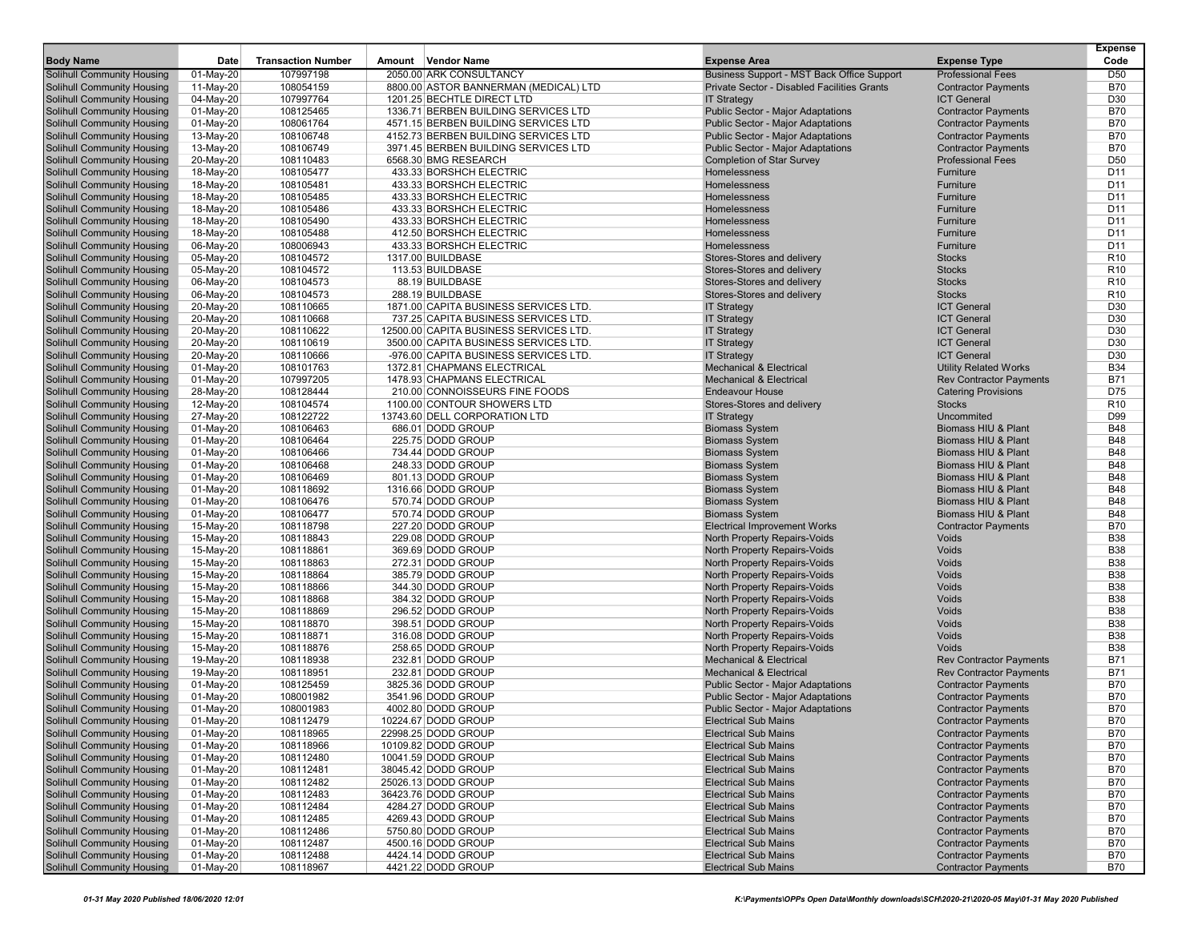| Body Name | Date | Transaction Number | Amount | Vendor Name | Expense Area | Expense Type | Expense Code |
|---|---|---|---|---|---|---|---|
| Solihull Community Housing | 01-May-20 | 107997198 | 2050.00 | ARK CONSULTANCY | Business Support - MST Back Office Support | Professional Fees | D50 |
| Solihull Community Housing | 11-May-20 | 108054159 | 8800.00 | ASTOR BANNERMAN (MEDICAL) LTD | Private Sector - Disabled Facilities Grants | Contractor Payments | B70 |
| Solihull Community Housing | 04-May-20 | 107997764 | 1201.25 | BECHTLE DIRECT LTD | IT Strategy | ICT General | D30 |
| Solihull Community Housing | 01-May-20 | 108125465 | 1336.71 | BERBEN BUILDING SERVICES LTD | Public Sector - Major Adaptations | Contractor Payments | B70 |
| Solihull Community Housing | 01-May-20 | 108061764 | 4571.15 | BERBEN BUILDING SERVICES LTD | Public Sector - Major Adaptations | Contractor Payments | B70 |
| Solihull Community Housing | 13-May-20 | 108106748 | 4152.73 | BERBEN BUILDING SERVICES LTD | Public Sector - Major Adaptations | Contractor Payments | B70 |
| Solihull Community Housing | 13-May-20 | 108106749 | 3971.45 | BERBEN BUILDING SERVICES LTD | Public Sector - Major Adaptations | Contractor Payments | B70 |
| Solihull Community Housing | 20-May-20 | 108110483 | 6568.30 | BMG RESEARCH | Completion of Star Survey | Professional Fees | D50 |
| Solihull Community Housing | 18-May-20 | 108105477 | 433.33 | BORSHCH ELECTRIC | Homelessness | Furniture | D11 |
| Solihull Community Housing | 18-May-20 | 108105481 | 433.33 | BORSHCH ELECTRIC | Homelessness | Furniture | D11 |
| Solihull Community Housing | 18-May-20 | 108105485 | 433.33 | BORSHCH ELECTRIC | Homelessness | Furniture | D11 |
| Solihull Community Housing | 18-May-20 | 108105486 | 433.33 | BORSHCH ELECTRIC | Homelessness | Furniture | D11 |
| Solihull Community Housing | 18-May-20 | 108105490 | 433.33 | BORSHCH ELECTRIC | Homelessness | Furniture | D11 |
| Solihull Community Housing | 18-May-20 | 108105488 | 412.50 | BORSHCH ELECTRIC | Homelessness | Furniture | D11 |
| Solihull Community Housing | 06-May-20 | 108006943 | 433.33 | BORSHCH ELECTRIC | Homelessness | Furniture | D11 |
| Solihull Community Housing | 05-May-20 | 108104572 | 1317.00 | BUILDBASE | Stores-Stores and delivery | Stocks | R10 |
| Solihull Community Housing | 05-May-20 | 108104572 | 113.53 | BUILDBASE | Stores-Stores and delivery | Stocks | R10 |
| Solihull Community Housing | 06-May-20 | 108104573 | 88.19 | BUILDBASE | Stores-Stores and delivery | Stocks | R10 |
| Solihull Community Housing | 06-May-20 | 108104573 | 288.19 | BUILDBASE | Stores-Stores and delivery | Stocks | R10 |
| Solihull Community Housing | 20-May-20 | 108110665 | 1871.00 | CAPITA BUSINESS SERVICES LTD. | IT Strategy | ICT General | D30 |
| Solihull Community Housing | 20-May-20 | 108110668 | 737.25 | CAPITA BUSINESS SERVICES LTD. | IT Strategy | ICT General | D30 |
| Solihull Community Housing | 20-May-20 | 108110622 | 12500.00 | CAPITA BUSINESS SERVICES LTD. | IT Strategy | ICT General | D30 |
| Solihull Community Housing | 20-May-20 | 108110619 | 3500.00 | CAPITA BUSINESS SERVICES LTD. | IT Strategy | ICT General | D30 |
| Solihull Community Housing | 20-May-20 | 108110666 | -976.00 | CAPITA BUSINESS SERVICES LTD. | IT Strategy | ICT General | D30 |
| Solihull Community Housing | 01-May-20 | 108101763 | 1372.81 | CHAPMANS ELECTRICAL | Mechanical & Electrical | Utility Related Works | B34 |
| Solihull Community Housing | 01-May-20 | 107997205 | 1478.93 | CHAPMANS ELECTRICAL | Mechanical & Electrical | Rev Contractor Payments | B71 |
| Solihull Community Housing | 28-May-20 | 108128444 | 210.00 | CONNOISSEURS FINE FOODS | Endeavour House | Catering Provisions | D75 |
| Solihull Community Housing | 12-May-20 | 108104574 | 1100.00 | CONTOUR SHOWERS LTD | Stores-Stores and delivery | Stocks | R10 |
| Solihull Community Housing | 27-May-20 | 108122722 | 13743.60 | DELL CORPORATION LTD | IT Strategy | Uncommited | D99 |
| Solihull Community Housing | 01-May-20 | 108106463 | 686.01 | DODD GROUP | Biomass System | Biomass HIU & Plant | B48 |
| Solihull Community Housing | 01-May-20 | 108106464 | 225.75 | DODD GROUP | Biomass System | Biomass HIU & Plant | B48 |
| Solihull Community Housing | 01-May-20 | 108106466 | 734.44 | DODD GROUP | Biomass System | Biomass HIU & Plant | B48 |
| Solihull Community Housing | 01-May-20 | 108106468 | 248.33 | DODD GROUP | Biomass System | Biomass HIU & Plant | B48 |
| Solihull Community Housing | 01-May-20 | 108106469 | 801.13 | DODD GROUP | Biomass System | Biomass HIU & Plant | B48 |
| Solihull Community Housing | 01-May-20 | 108118692 | 1316.66 | DODD GROUP | Biomass System | Biomass HIU & Plant | B48 |
| Solihull Community Housing | 01-May-20 | 108106476 | 570.74 | DODD GROUP | Biomass System | Biomass HIU & Plant | B48 |
| Solihull Community Housing | 01-May-20 | 108106477 | 570.74 | DODD GROUP | Biomass System | Biomass HIU & Plant | B48 |
| Solihull Community Housing | 15-May-20 | 108118798 | 227.20 | DODD GROUP | Electrical Improvement Works | Contractor Payments | B70 |
| Solihull Community Housing | 15-May-20 | 108118843 | 229.08 | DODD GROUP | North Property Repairs-Voids | Voids | B38 |
| Solihull Community Housing | 15-May-20 | 108118861 | 369.69 | DODD GROUP | North Property Repairs-Voids | Voids | B38 |
| Solihull Community Housing | 15-May-20 | 108118863 | 272.31 | DODD GROUP | North Property Repairs-Voids | Voids | B38 |
| Solihull Community Housing | 15-May-20 | 108118864 | 385.79 | DODD GROUP | North Property Repairs-Voids | Voids | B38 |
| Solihull Community Housing | 15-May-20 | 108118866 | 344.30 | DODD GROUP | North Property Repairs-Voids | Voids | B38 |
| Solihull Community Housing | 15-May-20 | 108118868 | 384.32 | DODD GROUP | North Property Repairs-Voids | Voids | B38 |
| Solihull Community Housing | 15-May-20 | 108118869 | 296.52 | DODD GROUP | North Property Repairs-Voids | Voids | B38 |
| Solihull Community Housing | 15-May-20 | 108118870 | 398.51 | DODD GROUP | North Property Repairs-Voids | Voids | B38 |
| Solihull Community Housing | 15-May-20 | 108118871 | 316.08 | DODD GROUP | North Property Repairs-Voids | Voids | B38 |
| Solihull Community Housing | 15-May-20 | 108118876 | 258.65 | DODD GROUP | North Property Repairs-Voids | Voids | B38 |
| Solihull Community Housing | 19-May-20 | 108118938 | 232.81 | DODD GROUP | Mechanical & Electrical | Rev Contractor Payments | B71 |
| Solihull Community Housing | 19-May-20 | 108118951 | 232.81 | DODD GROUP | Mechanical & Electrical | Rev Contractor Payments | B71 |
| Solihull Community Housing | 01-May-20 | 108125459 | 3825.36 | DODD GROUP | Public Sector - Major Adaptations | Contractor Payments | B70 |
| Solihull Community Housing | 01-May-20 | 108001982 | 3541.96 | DODD GROUP | Public Sector - Major Adaptations | Contractor Payments | B70 |
| Solihull Community Housing | 01-May-20 | 108001983 | 4002.80 | DODD GROUP | Public Sector - Major Adaptations | Contractor Payments | B70 |
| Solihull Community Housing | 01-May-20 | 108112479 | 10224.67 | DODD GROUP | Electrical Sub Mains | Contractor Payments | B70 |
| Solihull Community Housing | 01-May-20 | 108118965 | 22998.25 | DODD GROUP | Electrical Sub Mains | Contractor Payments | B70 |
| Solihull Community Housing | 01-May-20 | 108118966 | 10109.82 | DODD GROUP | Electrical Sub Mains | Contractor Payments | B70 |
| Solihull Community Housing | 01-May-20 | 108112480 | 10041.59 | DODD GROUP | Electrical Sub Mains | Contractor Payments | B70 |
| Solihull Community Housing | 01-May-20 | 108112481 | 38045.42 | DODD GROUP | Electrical Sub Mains | Contractor Payments | B70 |
| Solihull Community Housing | 01-May-20 | 108112482 | 25026.13 | DODD GROUP | Electrical Sub Mains | Contractor Payments | B70 |
| Solihull Community Housing | 01-May-20 | 108112483 | 36423.76 | DODD GROUP | Electrical Sub Mains | Contractor Payments | B70 |
| Solihull Community Housing | 01-May-20 | 108112484 | 4284.27 | DODD GROUP | Electrical Sub Mains | Contractor Payments | B70 |
| Solihull Community Housing | 01-May-20 | 108112485 | 4269.43 | DODD GROUP | Electrical Sub Mains | Contractor Payments | B70 |
| Solihull Community Housing | 01-May-20 | 108112486 | 5750.80 | DODD GROUP | Electrical Sub Mains | Contractor Payments | B70 |
| Solihull Community Housing | 01-May-20 | 108112487 | 4500.16 | DODD GROUP | Electrical Sub Mains | Contractor Payments | B70 |
| Solihull Community Housing | 01-May-20 | 108112488 | 4424.14 | DODD GROUP | Electrical Sub Mains | Contractor Payments | B70 |
| Solihull Community Housing | 01-May-20 | 108118967 | 4421.22 | DODD GROUP | Electrical Sub Mains | Contractor Payments | B70 |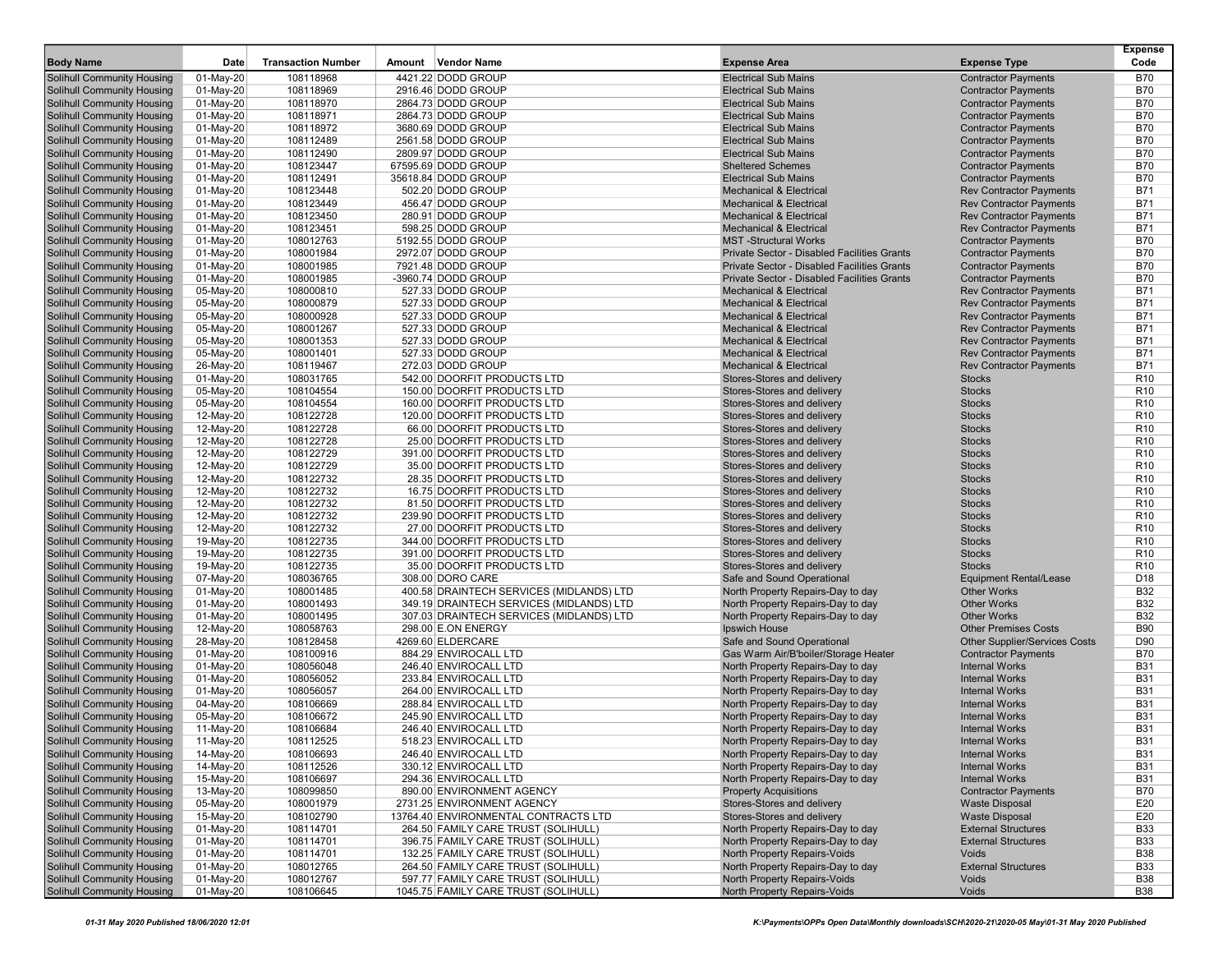| Body Name | Date | Transaction Number | Amount | Vendor Name | Expense Area | Expense Type | Expense Code |
|---|---|---|---|---|---|---|---|
| Solihull Community Housing | 01-May-20 | 108118968 | 4421.22 | DODD GROUP | Electrical Sub Mains | Contractor Payments | B70 |
| Solihull Community Housing | 01-May-20 | 108118969 | 2916.46 | DODD GROUP | Electrical Sub Mains | Contractor Payments | B70 |
| Solihull Community Housing | 01-May-20 | 108118970 | 2864.73 | DODD GROUP | Electrical Sub Mains | Contractor Payments | B70 |
| Solihull Community Housing | 01-May-20 | 108118971 | 2864.73 | DODD GROUP | Electrical Sub Mains | Contractor Payments | B70 |
| Solihull Community Housing | 01-May-20 | 108118972 | 3680.69 | DODD GROUP | Electrical Sub Mains | Contractor Payments | B70 |
| Solihull Community Housing | 01-May-20 | 108112489 | 2561.58 | DODD GROUP | Electrical Sub Mains | Contractor Payments | B70 |
| Solihull Community Housing | 01-May-20 | 108112490 | 2809.97 | DODD GROUP | Electrical Sub Mains | Contractor Payments | B70 |
| Solihull Community Housing | 01-May-20 | 108123447 | 67595.69 | DODD GROUP | Sheltered Schemes | Contractor Payments | B70 |
| Solihull Community Housing | 01-May-20 | 108112491 | 35618.84 | DODD GROUP | Electrical Sub Mains | Contractor Payments | B70 |
| Solihull Community Housing | 01-May-20 | 108123448 | 502.20 | DODD GROUP | Mechanical & Electrical | Rev Contractor Payments | B71 |
| Solihull Community Housing | 01-May-20 | 108123449 | 456.47 | DODD GROUP | Mechanical & Electrical | Rev Contractor Payments | B71 |
| Solihull Community Housing | 01-May-20 | 108123450 | 280.91 | DODD GROUP | Mechanical & Electrical | Rev Contractor Payments | B71 |
| Solihull Community Housing | 01-May-20 | 108123451 | 598.25 | DODD GROUP | Mechanical & Electrical | Rev Contractor Payments | B71 |
| Solihull Community Housing | 01-May-20 | 108012763 | 5192.55 | DODD GROUP | MST -Structural Works | Contractor Payments | B70 |
| Solihull Community Housing | 01-May-20 | 108001984 | 2972.07 | DODD GROUP | Private Sector - Disabled Facilities Grants | Contractor Payments | B70 |
| Solihull Community Housing | 01-May-20 | 108001985 | 7921.48 | DODD GROUP | Private Sector - Disabled Facilities Grants | Contractor Payments | B70 |
| Solihull Community Housing | 01-May-20 | 108001985 | -3960.74 | DODD GROUP | Private Sector - Disabled Facilities Grants | Contractor Payments | B70 |
| Solihull Community Housing | 05-May-20 | 108000810 | 527.33 | DODD GROUP | Mechanical & Electrical | Rev Contractor Payments | B71 |
| Solihull Community Housing | 05-May-20 | 108000879 | 527.33 | DODD GROUP | Mechanical & Electrical | Rev Contractor Payments | B71 |
| Solihull Community Housing | 05-May-20 | 108000928 | 527.33 | DODD GROUP | Mechanical & Electrical | Rev Contractor Payments | B71 |
| Solihull Community Housing | 05-May-20 | 108001267 | 527.33 | DODD GROUP | Mechanical & Electrical | Rev Contractor Payments | B71 |
| Solihull Community Housing | 05-May-20 | 108001353 | 527.33 | DODD GROUP | Mechanical & Electrical | Rev Contractor Payments | B71 |
| Solihull Community Housing | 05-May-20 | 108001401 | 527.33 | DODD GROUP | Mechanical & Electrical | Rev Contractor Payments | B71 |
| Solihull Community Housing | 26-May-20 | 108119467 | 272.03 | DODD GROUP | Mechanical & Electrical | Rev Contractor Payments | B71 |
| Solihull Community Housing | 01-May-20 | 108031765 | 542.00 | DOORFIT PRODUCTS LTD | Stores-Stores and delivery | Stocks | R10 |
| Solihull Community Housing | 05-May-20 | 108104554 | 150.00 | DOORFIT PRODUCTS LTD | Stores-Stores and delivery | Stocks | R10 |
| Solihull Community Housing | 05-May-20 | 108104554 | 160.00 | DOORFIT PRODUCTS LTD | Stores-Stores and delivery | Stocks | R10 |
| Solihull Community Housing | 12-May-20 | 108122728 | 120.00 | DOORFIT PRODUCTS LTD | Stores-Stores and delivery | Stocks | R10 |
| Solihull Community Housing | 12-May-20 | 108122728 | 66.00 | DOORFIT PRODUCTS LTD | Stores-Stores and delivery | Stocks | R10 |
| Solihull Community Housing | 12-May-20 | 108122728 | 25.00 | DOORFIT PRODUCTS LTD | Stores-Stores and delivery | Stocks | R10 |
| Solihull Community Housing | 12-May-20 | 108122729 | 391.00 | DOORFIT PRODUCTS LTD | Stores-Stores and delivery | Stocks | R10 |
| Solihull Community Housing | 12-May-20 | 108122729 | 35.00 | DOORFIT PRODUCTS LTD | Stores-Stores and delivery | Stocks | R10 |
| Solihull Community Housing | 12-May-20 | 108122732 | 28.35 | DOORFIT PRODUCTS LTD | Stores-Stores and delivery | Stocks | R10 |
| Solihull Community Housing | 12-May-20 | 108122732 | 16.75 | DOORFIT PRODUCTS LTD | Stores-Stores and delivery | Stocks | R10 |
| Solihull Community Housing | 12-May-20 | 108122732 | 81.50 | DOORFIT PRODUCTS LTD | Stores-Stores and delivery | Stocks | R10 |
| Solihull Community Housing | 12-May-20 | 108122732 | 239.90 | DOORFIT PRODUCTS LTD | Stores-Stores and delivery | Stocks | R10 |
| Solihull Community Housing | 12-May-20 | 108122732 | 27.00 | DOORFIT PRODUCTS LTD | Stores-Stores and delivery | Stocks | R10 |
| Solihull Community Housing | 19-May-20 | 108122735 | 344.00 | DOORFIT PRODUCTS LTD | Stores-Stores and delivery | Stocks | R10 |
| Solihull Community Housing | 19-May-20 | 108122735 | 391.00 | DOORFIT PRODUCTS LTD | Stores-Stores and delivery | Stocks | R10 |
| Solihull Community Housing | 19-May-20 | 108122735 | 35.00 | DOORFIT PRODUCTS LTD | Stores-Stores and delivery | Stocks | R10 |
| Solihull Community Housing | 07-May-20 | 108036765 | 308.00 | DORO CARE | Safe and Sound Operational | Equipment Rental/Lease | D18 |
| Solihull Community Housing | 01-May-20 | 108001485 | 400.58 | DRAINTECH SERVICES (MIDLANDS) LTD | North Property Repairs-Day to day | Other Works | B32 |
| Solihull Community Housing | 01-May-20 | 108001493 | 349.19 | DRAINTECH SERVICES (MIDLANDS) LTD | North Property Repairs-Day to day | Other Works | B32 |
| Solihull Community Housing | 01-May-20 | 108001495 | 307.03 | DRAINTECH SERVICES (MIDLANDS) LTD | North Property Repairs-Day to day | Other Works | B32 |
| Solihull Community Housing | 12-May-20 | 108058763 | 298.00 | E.ON ENERGY | Ipswich House | Other Premises Costs | B90 |
| Solihull Community Housing | 28-May-20 | 108128458 | 4269.60 | ELDERCARE | Safe and Sound Operational | Other Supplier/Services Costs | D90 |
| Solihull Community Housing | 01-May-20 | 108100916 | 884.29 | ENVIROCALL LTD | Gas Warm Air/B'boiler/Storage Heater | Contractor Payments | B70 |
| Solihull Community Housing | 01-May-20 | 108056048 | 246.40 | ENVIROCALL LTD | North Property Repairs-Day to day | Internal Works | B31 |
| Solihull Community Housing | 01-May-20 | 108056052 | 233.84 | ENVIROCALL LTD | North Property Repairs-Day to day | Internal Works | B31 |
| Solihull Community Housing | 01-May-20 | 108056057 | 264.00 | ENVIROCALL LTD | North Property Repairs-Day to day | Internal Works | B31 |
| Solihull Community Housing | 04-May-20 | 108106669 | 288.84 | ENVIROCALL LTD | North Property Repairs-Day to day | Internal Works | B31 |
| Solihull Community Housing | 05-May-20 | 108106672 | 245.90 | ENVIROCALL LTD | North Property Repairs-Day to day | Internal Works | B31 |
| Solihull Community Housing | 11-May-20 | 108106684 | 246.40 | ENVIROCALL LTD | North Property Repairs-Day to day | Internal Works | B31 |
| Solihull Community Housing | 11-May-20 | 108112525 | 518.23 | ENVIROCALL LTD | North Property Repairs-Day to day | Internal Works | B31 |
| Solihull Community Housing | 14-May-20 | 108106693 | 246.40 | ENVIROCALL LTD | North Property Repairs-Day to day | Internal Works | B31 |
| Solihull Community Housing | 14-May-20 | 108112526 | 330.12 | ENVIROCALL LTD | North Property Repairs-Day to day | Internal Works | B31 |
| Solihull Community Housing | 15-May-20 | 108106697 | 294.36 | ENVIROCALL LTD | North Property Repairs-Day to day | Internal Works | B31 |
| Solihull Community Housing | 13-May-20 | 108099850 | 890.00 | ENVIRONMENT AGENCY | Property Acquisitions | Contractor Payments | B70 |
| Solihull Community Housing | 05-May-20 | 108001979 | 2731.25 | ENVIRONMENT AGENCY | Stores-Stores and delivery | Waste Disposal | E20 |
| Solihull Community Housing | 15-May-20 | 108102790 | 13764.40 | ENVIRONMENTAL CONTRACTS LTD | Stores-Stores and delivery | Waste Disposal | E20 |
| Solihull Community Housing | 01-May-20 | 108114701 | 264.50 | FAMILY CARE TRUST (SOLIHULL) | North Property Repairs-Day to day | External Structures | B33 |
| Solihull Community Housing | 01-May-20 | 108114701 | 396.75 | FAMILY CARE TRUST (SOLIHULL) | North Property Repairs-Day to day | External Structures | B33 |
| Solihull Community Housing | 01-May-20 | 108114701 | 132.25 | FAMILY CARE TRUST (SOLIHULL) | North Property Repairs-Voids | Voids | B38 |
| Solihull Community Housing | 01-May-20 | 108012765 | 264.50 | FAMILY CARE TRUST (SOLIHULL) | North Property Repairs-Day to day | External Structures | B33 |
| Solihull Community Housing | 01-May-20 | 108012767 | 597.77 | FAMILY CARE TRUST (SOLIHULL) | North Property Repairs-Voids | Voids | B38 |
| Solihull Community Housing | 01-May-20 | 108106645 | 1045.75 | FAMILY CARE TRUST (SOLIHULL) | North Property Repairs-Voids | Voids | B38 |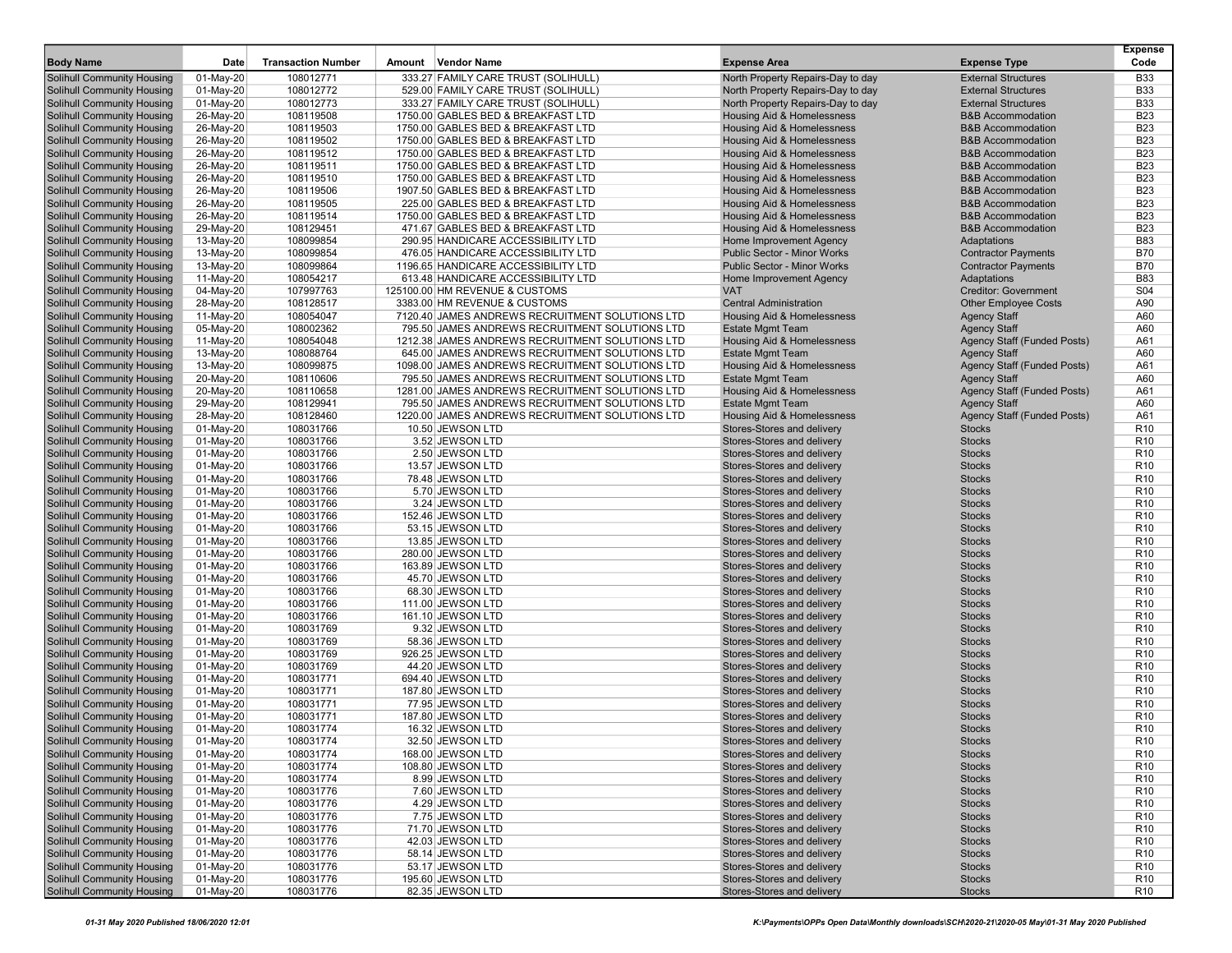| Body Name | Date | Transaction Number | Amount | Vendor Name | Expense Area | Expense Type | Expense Code |
|---|---|---|---|---|---|---|---|
| Solihull Community Housing | 01-May-20 | 108012771 | 333.27 | FAMILY CARE TRUST (SOLIHULL) | North Property Repairs-Day to day | External Structures | B33 |
| Solihull Community Housing | 01-May-20 | 108012772 | 529.00 | FAMILY CARE TRUST (SOLIHULL) | North Property Repairs-Day to day | External Structures | B33 |
| Solihull Community Housing | 01-May-20 | 108012773 | 333.27 | FAMILY CARE TRUST (SOLIHULL) | North Property Repairs-Day to day | External Structures | B33 |
| Solihull Community Housing | 26-May-20 | 108119508 | 1750.00 | GABLES BED & BREAKFAST LTD | Housing Aid & Homelessness | B&B Accommodation | B23 |
| Solihull Community Housing | 26-May-20 | 108119503 | 1750.00 | GABLES BED & BREAKFAST LTD | Housing Aid & Homelessness | B&B Accommodation | B23 |
| Solihull Community Housing | 26-May-20 | 108119502 | 1750.00 | GABLES BED & BREAKFAST LTD | Housing Aid & Homelessness | B&B Accommodation | B23 |
| Solihull Community Housing | 26-May-20 | 108119512 | 1750.00 | GABLES BED & BREAKFAST LTD | Housing Aid & Homelessness | B&B Accommodation | B23 |
| Solihull Community Housing | 26-May-20 | 108119511 | 1750.00 | GABLES BED & BREAKFAST LTD | Housing Aid & Homelessness | B&B Accommodation | B23 |
| Solihull Community Housing | 26-May-20 | 108119510 | 1750.00 | GABLES BED & BREAKFAST LTD | Housing Aid & Homelessness | B&B Accommodation | B23 |
| Solihull Community Housing | 26-May-20 | 108119506 | 1907.50 | GABLES BED & BREAKFAST LTD | Housing Aid & Homelessness | B&B Accommodation | B23 |
| Solihull Community Housing | 26-May-20 | 108119505 | 225.00 | GABLES BED & BREAKFAST LTD | Housing Aid & Homelessness | B&B Accommodation | B23 |
| Solihull Community Housing | 26-May-20 | 108119514 | 1750.00 | GABLES BED & BREAKFAST LTD | Housing Aid & Homelessness | B&B Accommodation | B23 |
| Solihull Community Housing | 29-May-20 | 108129451 | 471.67 | GABLES BED & BREAKFAST LTD | Housing Aid & Homelessness | B&B Accommodation | B23 |
| Solihull Community Housing | 13-May-20 | 108099854 | 290.95 | HANDICARE ACCESSIBILITY LTD | Home Improvement Agency | Adaptations | B83 |
| Solihull Community Housing | 13-May-20 | 108099854 | 476.05 | HANDICARE ACCESSIBILITY LTD | Public Sector - Minor Works | Contractor Payments | B70 |
| Solihull Community Housing | 13-May-20 | 108099864 | 1196.65 | HANDICARE ACCESSIBILITY LTD | Public Sector - Minor Works | Contractor Payments | B70 |
| Solihull Community Housing | 11-May-20 | 108054217 | 613.48 | HANDICARE ACCESSIBILITY LTD | Home Improvement Agency | Adaptations | B83 |
| Solihull Community Housing | 04-May-20 | 107997763 | 125100.00 | HM REVENUE & CUSTOMS | VAT | Creditor: Government | S04 |
| Solihull Community Housing | 28-May-20 | 108128517 | 3383.00 | HM REVENUE & CUSTOMS | Central Administration | Other Employee Costs | A90 |
| Solihull Community Housing | 11-May-20 | 108054047 | 7120.40 | JAMES ANDREWS RECRUITMENT SOLUTIONS LTD | Housing Aid & Homelessness | Agency Staff | A60 |
| Solihull Community Housing | 05-May-20 | 108002362 | 795.50 | JAMES ANDREWS RECRUITMENT SOLUTIONS LTD | Estate Mgmt Team | Agency Staff | A60 |
| Solihull Community Housing | 11-May-20 | 108054048 | 1212.38 | JAMES ANDREWS RECRUITMENT SOLUTIONS LTD | Housing Aid & Homelessness | Agency Staff (Funded Posts) | A61 |
| Solihull Community Housing | 13-May-20 | 108088764 | 645.00 | JAMES ANDREWS RECRUITMENT SOLUTIONS LTD | Estate Mgmt Team | Agency Staff | A60 |
| Solihull Community Housing | 13-May-20 | 108099875 | 1098.00 | JAMES ANDREWS RECRUITMENT SOLUTIONS LTD | Housing Aid & Homelessness | Agency Staff (Funded Posts) | A61 |
| Solihull Community Housing | 20-May-20 | 108110606 | 795.50 | JAMES ANDREWS RECRUITMENT SOLUTIONS LTD | Estate Mgmt Team | Agency Staff | A60 |
| Solihull Community Housing | 20-May-20 | 108110658 | 1281.00 | JAMES ANDREWS RECRUITMENT SOLUTIONS LTD | Housing Aid & Homelessness | Agency Staff (Funded Posts) | A61 |
| Solihull Community Housing | 29-May-20 | 108129941 | 795.50 | JAMES ANDREWS RECRUITMENT SOLUTIONS LTD | Estate Mgmt Team | Agency Staff | A60 |
| Solihull Community Housing | 28-May-20 | 108128460 | 1220.00 | JAMES ANDREWS RECRUITMENT SOLUTIONS LTD | Housing Aid & Homelessness | Agency Staff (Funded Posts) | A61 |
| Solihull Community Housing | 01-May-20 | 108031766 | 10.50 | JEWSON LTD | Stores-Stores and delivery | Stocks | R10 |
| Solihull Community Housing | 01-May-20 | 108031766 | 3.52 | JEWSON LTD | Stores-Stores and delivery | Stocks | R10 |
| Solihull Community Housing | 01-May-20 | 108031766 | 2.50 | JEWSON LTD | Stores-Stores and delivery | Stocks | R10 |
| Solihull Community Housing | 01-May-20 | 108031766 | 13.57 | JEWSON LTD | Stores-Stores and delivery | Stocks | R10 |
| Solihull Community Housing | 01-May-20 | 108031766 | 78.48 | JEWSON LTD | Stores-Stores and delivery | Stocks | R10 |
| Solihull Community Housing | 01-May-20 | 108031766 | 5.70 | JEWSON LTD | Stores-Stores and delivery | Stocks | R10 |
| Solihull Community Housing | 01-May-20 | 108031766 | 3.24 | JEWSON LTD | Stores-Stores and delivery | Stocks | R10 |
| Solihull Community Housing | 01-May-20 | 108031766 | 152.46 | JEWSON LTD | Stores-Stores and delivery | Stocks | R10 |
| Solihull Community Housing | 01-May-20 | 108031766 | 53.15 | JEWSON LTD | Stores-Stores and delivery | Stocks | R10 |
| Solihull Community Housing | 01-May-20 | 108031766 | 13.85 | JEWSON LTD | Stores-Stores and delivery | Stocks | R10 |
| Solihull Community Housing | 01-May-20 | 108031766 | 280.00 | JEWSON LTD | Stores-Stores and delivery | Stocks | R10 |
| Solihull Community Housing | 01-May-20 | 108031766 | 163.89 | JEWSON LTD | Stores-Stores and delivery | Stocks | R10 |
| Solihull Community Housing | 01-May-20 | 108031766 | 45.70 | JEWSON LTD | Stores-Stores and delivery | Stocks | R10 |
| Solihull Community Housing | 01-May-20 | 108031766 | 68.30 | JEWSON LTD | Stores-Stores and delivery | Stocks | R10 |
| Solihull Community Housing | 01-May-20 | 108031766 | 111.00 | JEWSON LTD | Stores-Stores and delivery | Stocks | R10 |
| Solihull Community Housing | 01-May-20 | 108031766 | 161.10 | JEWSON LTD | Stores-Stores and delivery | Stocks | R10 |
| Solihull Community Housing | 01-May-20 | 108031769 | 9.32 | JEWSON LTD | Stores-Stores and delivery | Stocks | R10 |
| Solihull Community Housing | 01-May-20 | 108031769 | 58.36 | JEWSON LTD | Stores-Stores and delivery | Stocks | R10 |
| Solihull Community Housing | 01-May-20 | 108031769 | 926.25 | JEWSON LTD | Stores-Stores and delivery | Stocks | R10 |
| Solihull Community Housing | 01-May-20 | 108031769 | 44.20 | JEWSON LTD | Stores-Stores and delivery | Stocks | R10 |
| Solihull Community Housing | 01-May-20 | 108031771 | 694.40 | JEWSON LTD | Stores-Stores and delivery | Stocks | R10 |
| Solihull Community Housing | 01-May-20 | 108031771 | 187.80 | JEWSON LTD | Stores-Stores and delivery | Stocks | R10 |
| Solihull Community Housing | 01-May-20 | 108031771 | 77.95 | JEWSON LTD | Stores-Stores and delivery | Stocks | R10 |
| Solihull Community Housing | 01-May-20 | 108031771 | 187.80 | JEWSON LTD | Stores-Stores and delivery | Stocks | R10 |
| Solihull Community Housing | 01-May-20 | 108031774 | 16.32 | JEWSON LTD | Stores-Stores and delivery | Stocks | R10 |
| Solihull Community Housing | 01-May-20 | 108031774 | 32.50 | JEWSON LTD | Stores-Stores and delivery | Stocks | R10 |
| Solihull Community Housing | 01-May-20 | 108031774 | 168.00 | JEWSON LTD | Stores-Stores and delivery | Stocks | R10 |
| Solihull Community Housing | 01-May-20 | 108031774 | 108.80 | JEWSON LTD | Stores-Stores and delivery | Stocks | R10 |
| Solihull Community Housing | 01-May-20 | 108031774 | 8.99 | JEWSON LTD | Stores-Stores and delivery | Stocks | R10 |
| Solihull Community Housing | 01-May-20 | 108031776 | 7.60 | JEWSON LTD | Stores-Stores and delivery | Stocks | R10 |
| Solihull Community Housing | 01-May-20 | 108031776 | 4.29 | JEWSON LTD | Stores-Stores and delivery | Stocks | R10 |
| Solihull Community Housing | 01-May-20 | 108031776 | 7.75 | JEWSON LTD | Stores-Stores and delivery | Stocks | R10 |
| Solihull Community Housing | 01-May-20 | 108031776 | 71.70 | JEWSON LTD | Stores-Stores and delivery | Stocks | R10 |
| Solihull Community Housing | 01-May-20 | 108031776 | 42.03 | JEWSON LTD | Stores-Stores and delivery | Stocks | R10 |
| Solihull Community Housing | 01-May-20 | 108031776 | 58.14 | JEWSON LTD | Stores-Stores and delivery | Stocks | R10 |
| Solihull Community Housing | 01-May-20 | 108031776 | 53.17 | JEWSON LTD | Stores-Stores and delivery | Stocks | R10 |
| Solihull Community Housing | 01-May-20 | 108031776 | 195.60 | JEWSON LTD | Stores-Stores and delivery | Stocks | R10 |
| Solihull Community Housing | 01-May-20 | 108031776 | 82.35 | JEWSON LTD | Stores-Stores and delivery | Stocks | R10 |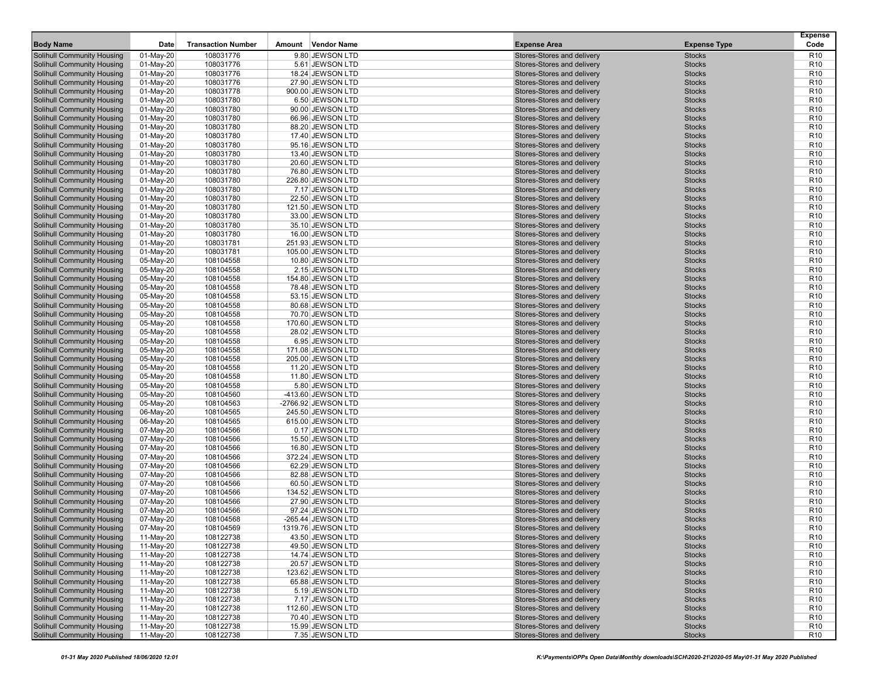| Body Name | Date | Transaction Number | Amount | Vendor Name | Expense Area | Expense Type | Expense Code |
|---|---|---|---|---|---|---|---|
| Solihull Community Housing | 01-May-20 | 108031776 | 9.80 | JEWSON LTD | Stores-Stores and delivery | Stocks | R10 |
| Solihull Community Housing | 01-May-20 | 108031776 | 5.61 | JEWSON LTD | Stores-Stores and delivery | Stocks | R10 |
| Solihull Community Housing | 01-May-20 | 108031776 | 18.24 | JEWSON LTD | Stores-Stores and delivery | Stocks | R10 |
| Solihull Community Housing | 01-May-20 | 108031776 | 27.90 | JEWSON LTD | Stores-Stores and delivery | Stocks | R10 |
| Solihull Community Housing | 01-May-20 | 108031778 | 900.00 | JEWSON LTD | Stores-Stores and delivery | Stocks | R10 |
| Solihull Community Housing | 01-May-20 | 108031780 | 6.50 | JEWSON LTD | Stores-Stores and delivery | Stocks | R10 |
| Solihull Community Housing | 01-May-20 | 108031780 | 90.00 | JEWSON LTD | Stores-Stores and delivery | Stocks | R10 |
| Solihull Community Housing | 01-May-20 | 108031780 | 66.96 | JEWSON LTD | Stores-Stores and delivery | Stocks | R10 |
| Solihull Community Housing | 01-May-20 | 108031780 | 88.20 | JEWSON LTD | Stores-Stores and delivery | Stocks | R10 |
| Solihull Community Housing | 01-May-20 | 108031780 | 17.40 | JEWSON LTD | Stores-Stores and delivery | Stocks | R10 |
| Solihull Community Housing | 01-May-20 | 108031780 | 95.16 | JEWSON LTD | Stores-Stores and delivery | Stocks | R10 |
| Solihull Community Housing | 01-May-20 | 108031780 | 13.40 | JEWSON LTD | Stores-Stores and delivery | Stocks | R10 |
| Solihull Community Housing | 01-May-20 | 108031780 | 20.60 | JEWSON LTD | Stores-Stores and delivery | Stocks | R10 |
| Solihull Community Housing | 01-May-20 | 108031780 | 76.80 | JEWSON LTD | Stores-Stores and delivery | Stocks | R10 |
| Solihull Community Housing | 01-May-20 | 108031780 | 226.80 | JEWSON LTD | Stores-Stores and delivery | Stocks | R10 |
| Solihull Community Housing | 01-May-20 | 108031780 | 7.17 | JEWSON LTD | Stores-Stores and delivery | Stocks | R10 |
| Solihull Community Housing | 01-May-20 | 108031780 | 22.50 | JEWSON LTD | Stores-Stores and delivery | Stocks | R10 |
| Solihull Community Housing | 01-May-20 | 108031780 | 121.50 | JEWSON LTD | Stores-Stores and delivery | Stocks | R10 |
| Solihull Community Housing | 01-May-20 | 108031780 | 33.00 | JEWSON LTD | Stores-Stores and delivery | Stocks | R10 |
| Solihull Community Housing | 01-May-20 | 108031780 | 35.10 | JEWSON LTD | Stores-Stores and delivery | Stocks | R10 |
| Solihull Community Housing | 01-May-20 | 108031780 | 16.00 | JEWSON LTD | Stores-Stores and delivery | Stocks | R10 |
| Solihull Community Housing | 01-May-20 | 108031781 | 251.93 | JEWSON LTD | Stores-Stores and delivery | Stocks | R10 |
| Solihull Community Housing | 01-May-20 | 108031781 | 105.00 | JEWSON LTD | Stores-Stores and delivery | Stocks | R10 |
| Solihull Community Housing | 05-May-20 | 108104558 | 10.80 | JEWSON LTD | Stores-Stores and delivery | Stocks | R10 |
| Solihull Community Housing | 05-May-20 | 108104558 | 2.15 | JEWSON LTD | Stores-Stores and delivery | Stocks | R10 |
| Solihull Community Housing | 05-May-20 | 108104558 | 154.80 | JEWSON LTD | Stores-Stores and delivery | Stocks | R10 |
| Solihull Community Housing | 05-May-20 | 108104558 | 78.48 | JEWSON LTD | Stores-Stores and delivery | Stocks | R10 |
| Solihull Community Housing | 05-May-20 | 108104558 | 53.15 | JEWSON LTD | Stores-Stores and delivery | Stocks | R10 |
| Solihull Community Housing | 05-May-20 | 108104558 | 80.68 | JEWSON LTD | Stores-Stores and delivery | Stocks | R10 |
| Solihull Community Housing | 05-May-20 | 108104558 | 70.70 | JEWSON LTD | Stores-Stores and delivery | Stocks | R10 |
| Solihull Community Housing | 05-May-20 | 108104558 | 170.60 | JEWSON LTD | Stores-Stores and delivery | Stocks | R10 |
| Solihull Community Housing | 05-May-20 | 108104558 | 28.02 | JEWSON LTD | Stores-Stores and delivery | Stocks | R10 |
| Solihull Community Housing | 05-May-20 | 108104558 | 6.95 | JEWSON LTD | Stores-Stores and delivery | Stocks | R10 |
| Solihull Community Housing | 05-May-20 | 108104558 | 171.08 | JEWSON LTD | Stores-Stores and delivery | Stocks | R10 |
| Solihull Community Housing | 05-May-20 | 108104558 | 205.00 | JEWSON LTD | Stores-Stores and delivery | Stocks | R10 |
| Solihull Community Housing | 05-May-20 | 108104558 | 11.20 | JEWSON LTD | Stores-Stores and delivery | Stocks | R10 |
| Solihull Community Housing | 05-May-20 | 108104558 | 11.80 | JEWSON LTD | Stores-Stores and delivery | Stocks | R10 |
| Solihull Community Housing | 05-May-20 | 108104558 | 5.80 | JEWSON LTD | Stores-Stores and delivery | Stocks | R10 |
| Solihull Community Housing | 05-May-20 | 108104560 | -413.60 | JEWSON LTD | Stores-Stores and delivery | Stocks | R10 |
| Solihull Community Housing | 05-May-20 | 108104563 | -2766.92 | JEWSON LTD | Stores-Stores and delivery | Stocks | R10 |
| Solihull Community Housing | 06-May-20 | 108104565 | 245.50 | JEWSON LTD | Stores-Stores and delivery | Stocks | R10 |
| Solihull Community Housing | 06-May-20 | 108104565 | 615.00 | JEWSON LTD | Stores-Stores and delivery | Stocks | R10 |
| Solihull Community Housing | 07-May-20 | 108104566 | 0.17 | JEWSON LTD | Stores-Stores and delivery | Stocks | R10 |
| Solihull Community Housing | 07-May-20 | 108104566 | 15.50 | JEWSON LTD | Stores-Stores and delivery | Stocks | R10 |
| Solihull Community Housing | 07-May-20 | 108104566 | 16.80 | JEWSON LTD | Stores-Stores and delivery | Stocks | R10 |
| Solihull Community Housing | 07-May-20 | 108104566 | 372.24 | JEWSON LTD | Stores-Stores and delivery | Stocks | R10 |
| Solihull Community Housing | 07-May-20 | 108104566 | 62.29 | JEWSON LTD | Stores-Stores and delivery | Stocks | R10 |
| Solihull Community Housing | 07-May-20 | 108104566 | 82.88 | JEWSON LTD | Stores-Stores and delivery | Stocks | R10 |
| Solihull Community Housing | 07-May-20 | 108104566 | 60.50 | JEWSON LTD | Stores-Stores and delivery | Stocks | R10 |
| Solihull Community Housing | 07-May-20 | 108104566 | 134.52 | JEWSON LTD | Stores-Stores and delivery | Stocks | R10 |
| Solihull Community Housing | 07-May-20 | 108104566 | 27.90 | JEWSON LTD | Stores-Stores and delivery | Stocks | R10 |
| Solihull Community Housing | 07-May-20 | 108104566 | 97.24 | JEWSON LTD | Stores-Stores and delivery | Stocks | R10 |
| Solihull Community Housing | 07-May-20 | 108104568 | -265.44 | JEWSON LTD | Stores-Stores and delivery | Stocks | R10 |
| Solihull Community Housing | 07-May-20 | 108104569 | 1319.76 | JEWSON LTD | Stores-Stores and delivery | Stocks | R10 |
| Solihull Community Housing | 11-May-20 | 108122738 | 43.50 | JEWSON LTD | Stores-Stores and delivery | Stocks | R10 |
| Solihull Community Housing | 11-May-20 | 108122738 | 49.50 | JEWSON LTD | Stores-Stores and delivery | Stocks | R10 |
| Solihull Community Housing | 11-May-20 | 108122738 | 14.74 | JEWSON LTD | Stores-Stores and delivery | Stocks | R10 |
| Solihull Community Housing | 11-May-20 | 108122738 | 20.57 | JEWSON LTD | Stores-Stores and delivery | Stocks | R10 |
| Solihull Community Housing | 11-May-20 | 108122738 | 123.62 | JEWSON LTD | Stores-Stores and delivery | Stocks | R10 |
| Solihull Community Housing | 11-May-20 | 108122738 | 65.88 | JEWSON LTD | Stores-Stores and delivery | Stocks | R10 |
| Solihull Community Housing | 11-May-20 | 108122738 | 5.19 | JEWSON LTD | Stores-Stores and delivery | Stocks | R10 |
| Solihull Community Housing | 11-May-20 | 108122738 | 7.17 | JEWSON LTD | Stores-Stores and delivery | Stocks | R10 |
| Solihull Community Housing | 11-May-20 | 108122738 | 112.60 | JEWSON LTD | Stores-Stores and delivery | Stocks | R10 |
| Solihull Community Housing | 11-May-20 | 108122738 | 70.40 | JEWSON LTD | Stores-Stores and delivery | Stocks | R10 |
| Solihull Community Housing | 11-May-20 | 108122738 | 15.99 | JEWSON LTD | Stores-Stores and delivery | Stocks | R10 |
| Solihull Community Housing | 11-May-20 | 108122738 | 7.35 | JEWSON LTD | Stores-Stores and delivery | Stocks | R10 |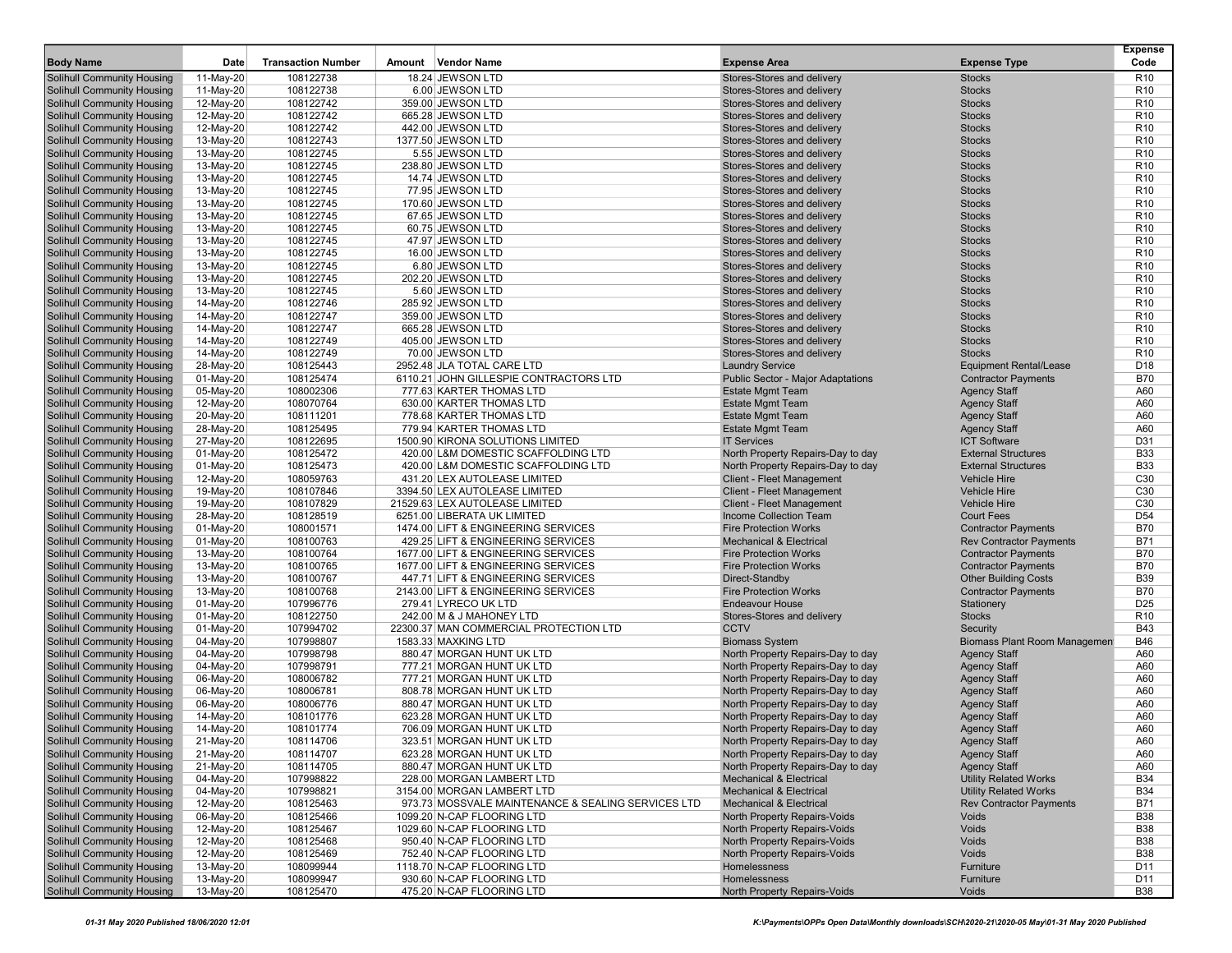| Body Name | Date | Transaction Number | Amount | Vendor Name | Expense Area | Expense Type | Expense Code |
|---|---|---|---|---|---|---|---|
| Solihull Community Housing | 11-May-20 | 108122738 | 18.24 | JEWSON LTD | Stores-Stores and delivery | Stocks | R10 |
| Solihull Community Housing | 11-May-20 | 108122738 | 6.00 | JEWSON LTD | Stores-Stores and delivery | Stocks | R10 |
| Solihull Community Housing | 12-May-20 | 108122742 | 359.00 | JEWSON LTD | Stores-Stores and delivery | Stocks | R10 |
| Solihull Community Housing | 12-May-20 | 108122742 | 665.28 | JEWSON LTD | Stores-Stores and delivery | Stocks | R10 |
| Solihull Community Housing | 12-May-20 | 108122742 | 442.00 | JEWSON LTD | Stores-Stores and delivery | Stocks | R10 |
| Solihull Community Housing | 13-May-20 | 108122743 | 1377.50 | JEWSON LTD | Stores-Stores and delivery | Stocks | R10 |
| Solihull Community Housing | 13-May-20 | 108122745 | 5.55 | JEWSON LTD | Stores-Stores and delivery | Stocks | R10 |
| Solihull Community Housing | 13-May-20 | 108122745 | 238.80 | JEWSON LTD | Stores-Stores and delivery | Stocks | R10 |
| Solihull Community Housing | 13-May-20 | 108122745 | 14.74 | JEWSON LTD | Stores-Stores and delivery | Stocks | R10 |
| Solihull Community Housing | 13-May-20 | 108122745 | 77.95 | JEWSON LTD | Stores-Stores and delivery | Stocks | R10 |
| Solihull Community Housing | 13-May-20 | 108122745 | 170.60 | JEWSON LTD | Stores-Stores and delivery | Stocks | R10 |
| Solihull Community Housing | 13-May-20 | 108122745 | 67.65 | JEWSON LTD | Stores-Stores and delivery | Stocks | R10 |
| Solihull Community Housing | 13-May-20 | 108122745 | 60.75 | JEWSON LTD | Stores-Stores and delivery | Stocks | R10 |
| Solihull Community Housing | 13-May-20 | 108122745 | 47.97 | JEWSON LTD | Stores-Stores and delivery | Stocks | R10 |
| Solihull Community Housing | 13-May-20 | 108122745 | 16.00 | JEWSON LTD | Stores-Stores and delivery | Stocks | R10 |
| Solihull Community Housing | 13-May-20 | 108122745 | 6.80 | JEWSON LTD | Stores-Stores and delivery | Stocks | R10 |
| Solihull Community Housing | 13-May-20 | 108122745 | 202.20 | JEWSON LTD | Stores-Stores and delivery | Stocks | R10 |
| Solihull Community Housing | 13-May-20 | 108122745 | 5.60 | JEWSON LTD | Stores-Stores and delivery | Stocks | R10 |
| Solihull Community Housing | 14-May-20 | 108122746 | 285.92 | JEWSON LTD | Stores-Stores and delivery | Stocks | R10 |
| Solihull Community Housing | 14-May-20 | 108122747 | 359.00 | JEWSON LTD | Stores-Stores and delivery | Stocks | R10 |
| Solihull Community Housing | 14-May-20 | 108122747 | 665.28 | JEWSON LTD | Stores-Stores and delivery | Stocks | R10 |
| Solihull Community Housing | 14-May-20 | 108122749 | 405.00 | JEWSON LTD | Stores-Stores and delivery | Stocks | R10 |
| Solihull Community Housing | 14-May-20 | 108122749 | 70.00 | JEWSON LTD | Stores-Stores and delivery | Stocks | R10 |
| Solihull Community Housing | 28-May-20 | 108125443 | 2952.48 | JLA TOTAL CARE LTD | Laundry Service | Equipment Rental/Lease | D18 |
| Solihull Community Housing | 01-May-20 | 108125474 | 6110.21 | JOHN GILLESPIE CONTRACTORS LTD | Public Sector - Major Adaptations | Contractor Payments | B70 |
| Solihull Community Housing | 05-May-20 | 108002306 | 777.63 | KARTER THOMAS LTD | Estate Mgmt Team | Agency Staff | A60 |
| Solihull Community Housing | 12-May-20 | 108070764 | 630.00 | KARTER THOMAS LTD | Estate Mgmt Team | Agency Staff | A60 |
| Solihull Community Housing | 20-May-20 | 108111201 | 778.68 | KARTER THOMAS LTD | Estate Mgmt Team | Agency Staff | A60 |
| Solihull Community Housing | 28-May-20 | 108125495 | 779.94 | KARTER THOMAS LTD | Estate Mgmt Team | Agency Staff | A60 |
| Solihull Community Housing | 27-May-20 | 108122695 | 1500.90 | KIRONA SOLUTIONS LIMITED | IT Services | ICT Software | D31 |
| Solihull Community Housing | 01-May-20 | 108125472 | 420.00 | L&M DOMESTIC SCAFFOLDING LTD | North Property Repairs-Day to day | External Structures | B33 |
| Solihull Community Housing | 01-May-20 | 108125473 | 420.00 | L&M DOMESTIC SCAFFOLDING LTD | North Property Repairs-Day to day | External Structures | B33 |
| Solihull Community Housing | 12-May-20 | 108059763 | 431.20 | LEX AUTOLEASE LIMITED | Client - Fleet Management | Vehicle Hire | C30 |
| Solihull Community Housing | 19-May-20 | 108107846 | 3394.50 | LEX AUTOLEASE LIMITED | Client - Fleet Management | Vehicle Hire | C30 |
| Solihull Community Housing | 19-May-20 | 108107829 | 21529.63 | LEX AUTOLEASE LIMITED | Client - Fleet Management | Vehicle Hire | C30 |
| Solihull Community Housing | 28-May-20 | 108128519 | 6251.00 | LIBERATA UK LIMITED | Income Collection Team | Court Fees | D54 |
| Solihull Community Housing | 01-May-20 | 108001571 | 1474.00 | LIFT & ENGINEERING SERVICES | Fire Protection Works | Contractor Payments | B70 |
| Solihull Community Housing | 01-May-20 | 108100763 | 429.25 | LIFT & ENGINEERING SERVICES | Mechanical & Electrical | Rev Contractor Payments | B71 |
| Solihull Community Housing | 13-May-20 | 108100764 | 1677.00 | LIFT & ENGINEERING SERVICES | Fire Protection Works | Contractor Payments | B70 |
| Solihull Community Housing | 13-May-20 | 108100765 | 1677.00 | LIFT & ENGINEERING SERVICES | Fire Protection Works | Contractor Payments | B70 |
| Solihull Community Housing | 13-May-20 | 108100767 | 447.71 | LIFT & ENGINEERING SERVICES | Direct-Standby | Other Building Costs | B39 |
| Solihull Community Housing | 13-May-20 | 108100768 | 2143.00 | LIFT & ENGINEERING SERVICES | Fire Protection Works | Contractor Payments | B70 |
| Solihull Community Housing | 01-May-20 | 107996776 | 279.41 | LYRECO UK LTD | Endeavour House | Stationery | D25 |
| Solihull Community Housing | 01-May-20 | 108122750 | 242.00 | M & J MAHONEY LTD | Stores-Stores and delivery | Stocks | R10 |
| Solihull Community Housing | 01-May-20 | 107994702 | 22300.37 | MAN COMMERCIAL PROTECTION LTD | CCTV | Security | B43 |
| Solihull Community Housing | 04-May-20 | 107998807 | 1583.33 | MAXKING LTD | Biomass System | Biomass Plant Room Managemen | B46 |
| Solihull Community Housing | 04-May-20 | 107998798 | 880.47 | MORGAN HUNT UK LTD | North Property Repairs-Day to day | Agency Staff | A60 |
| Solihull Community Housing | 04-May-20 | 107998791 | 777.21 | MORGAN HUNT UK LTD | North Property Repairs-Day to day | Agency Staff | A60 |
| Solihull Community Housing | 06-May-20 | 108006782 | 777.21 | MORGAN HUNT UK LTD | North Property Repairs-Day to day | Agency Staff | A60 |
| Solihull Community Housing | 06-May-20 | 108006781 | 808.78 | MORGAN HUNT UK LTD | North Property Repairs-Day to day | Agency Staff | A60 |
| Solihull Community Housing | 06-May-20 | 108006776 | 880.47 | MORGAN HUNT UK LTD | North Property Repairs-Day to day | Agency Staff | A60 |
| Solihull Community Housing | 14-May-20 | 108101776 | 623.28 | MORGAN HUNT UK LTD | North Property Repairs-Day to day | Agency Staff | A60 |
| Solihull Community Housing | 14-May-20 | 108101774 | 706.09 | MORGAN HUNT UK LTD | North Property Repairs-Day to day | Agency Staff | A60 |
| Solihull Community Housing | 21-May-20 | 108114706 | 323.51 | MORGAN HUNT UK LTD | North Property Repairs-Day to day | Agency Staff | A60 |
| Solihull Community Housing | 21-May-20 | 108114707 | 623.28 | MORGAN HUNT UK LTD | North Property Repairs-Day to day | Agency Staff | A60 |
| Solihull Community Housing | 21-May-20 | 108114705 | 880.47 | MORGAN HUNT UK LTD | North Property Repairs-Day to day | Agency Staff | A60 |
| Solihull Community Housing | 04-May-20 | 107998822 | 228.00 | MORGAN LAMBERT LTD | Mechanical & Electrical | Utility Related Works | B34 |
| Solihull Community Housing | 04-May-20 | 107998821 | 3154.00 | MORGAN LAMBERT LTD | Mechanical & Electrical | Utility Related Works | B34 |
| Solihull Community Housing | 12-May-20 | 108125463 | 973.73 | MOSSVALE MAINTENANCE & SEALING SERVICES LTD | Mechanical & Electrical | Rev Contractor Payments | B71 |
| Solihull Community Housing | 06-May-20 | 108125466 | 1099.20 | N-CAP FLOORING LTD | North Property Repairs-Voids | Voids | B38 |
| Solihull Community Housing | 12-May-20 | 108125467 | 1029.60 | N-CAP FLOORING LTD | North Property Repairs-Voids | Voids | B38 |
| Solihull Community Housing | 12-May-20 | 108125468 | 950.40 | N-CAP FLOORING LTD | North Property Repairs-Voids | Voids | B38 |
| Solihull Community Housing | 12-May-20 | 108125469 | 752.40 | N-CAP FLOORING LTD | North Property Repairs-Voids | Voids | B38 |
| Solihull Community Housing | 13-May-20 | 108099944 | 1118.70 | N-CAP FLOORING LTD | Homelessness | Furniture | D11 |
| Solihull Community Housing | 13-May-20 | 108099947 | 930.60 | N-CAP FLOORING LTD | Homelessness | Furniture | D11 |
| Solihull Community Housing | 13-May-20 | 108125470 | 475.20 | N-CAP FLOORING LTD | North Property Repairs-Voids | Voids | B38 |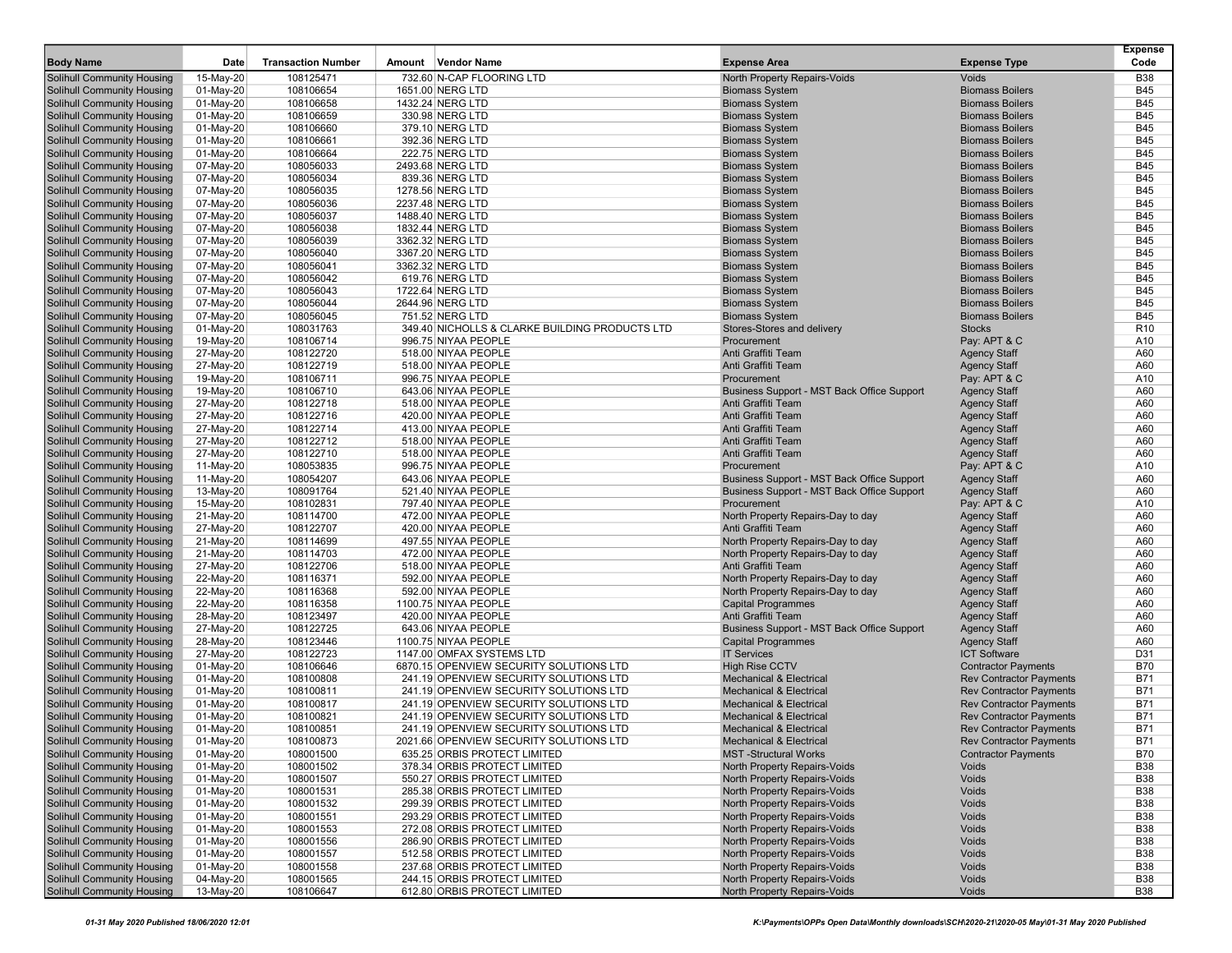| Body Name | Date | Transaction Number | Amount | Vendor Name | Expense Area | Expense Type | Expense Code |
|---|---|---|---|---|---|---|---|
| Solihull Community Housing | 15-May-20 | 108125471 | 732.60 | N-CAP FLOORING LTD | North Property Repairs-Voids | Voids | B38 |
| Solihull Community Housing | 01-May-20 | 108106654 | 1651.00 | NERG LTD | Biomass System | Biomass Boilers | B45 |
| Solihull Community Housing | 01-May-20 | 108106658 | 1432.24 | NERG LTD | Biomass System | Biomass Boilers | B45 |
| Solihull Community Housing | 01-May-20 | 108106659 | 330.98 | NERG LTD | Biomass System | Biomass Boilers | B45 |
| Solihull Community Housing | 01-May-20 | 108106660 | 379.10 | NERG LTD | Biomass System | Biomass Boilers | B45 |
| Solihull Community Housing | 01-May-20 | 108106661 | 392.36 | NERG LTD | Biomass System | Biomass Boilers | B45 |
| Solihull Community Housing | 01-May-20 | 108106664 | 222.75 | NERG LTD | Biomass System | Biomass Boilers | B45 |
| Solihull Community Housing | 07-May-20 | 108056033 | 2493.68 | NERG LTD | Biomass System | Biomass Boilers | B45 |
| Solihull Community Housing | 07-May-20 | 108056034 | 839.36 | NERG LTD | Biomass System | Biomass Boilers | B45 |
| Solihull Community Housing | 07-May-20 | 108056035 | 1278.56 | NERG LTD | Biomass System | Biomass Boilers | B45 |
| Solihull Community Housing | 07-May-20 | 108056036 | 2237.48 | NERG LTD | Biomass System | Biomass Boilers | B45 |
| Solihull Community Housing | 07-May-20 | 108056037 | 1488.40 | NERG LTD | Biomass System | Biomass Boilers | B45 |
| Solihull Community Housing | 07-May-20 | 108056038 | 1832.44 | NERG LTD | Biomass System | Biomass Boilers | B45 |
| Solihull Community Housing | 07-May-20 | 108056039 | 3362.32 | NERG LTD | Biomass System | Biomass Boilers | B45 |
| Solihull Community Housing | 07-May-20 | 108056040 | 3367.20 | NERG LTD | Biomass System | Biomass Boilers | B45 |
| Solihull Community Housing | 07-May-20 | 108056041 | 3362.32 | NERG LTD | Biomass System | Biomass Boilers | B45 |
| Solihull Community Housing | 07-May-20 | 108056042 | 619.76 | NERG LTD | Biomass System | Biomass Boilers | B45 |
| Solihull Community Housing | 07-May-20 | 108056043 | 1722.64 | NERG LTD | Biomass System | Biomass Boilers | B45 |
| Solihull Community Housing | 07-May-20 | 108056044 | 2644.96 | NERG LTD | Biomass System | Biomass Boilers | B45 |
| Solihull Community Housing | 07-May-20 | 108056045 | 751.52 | NERG LTD | Biomass System | Biomass Boilers | B45 |
| Solihull Community Housing | 01-May-20 | 108031763 | 349.40 | NICHOLLS & CLARKE BUILDING PRODUCTS LTD | Stores-Stores and delivery | Stocks | R10 |
| Solihull Community Housing | 19-May-20 | 108106714 | 996.75 | NIYAA PEOPLE | Procurement | Pay: APT & C | A10 |
| Solihull Community Housing | 27-May-20 | 108122720 | 518.00 | NIYAA PEOPLE | Anti Graffiti Team | Agency Staff | A60 |
| Solihull Community Housing | 27-May-20 | 108122719 | 518.00 | NIYAA PEOPLE | Anti Graffiti Team | Agency Staff | A60 |
| Solihull Community Housing | 19-May-20 | 108106711 | 996.75 | NIYAA PEOPLE | Procurement | Pay: APT & C | A10 |
| Solihull Community Housing | 19-May-20 | 108106710 | 643.06 | NIYAA PEOPLE | Business Support - MST Back Office Support | Agency Staff | A60 |
| Solihull Community Housing | 27-May-20 | 108122718 | 518.00 | NIYAA PEOPLE | Anti Graffiti Team | Agency Staff | A60 |
| Solihull Community Housing | 27-May-20 | 108122716 | 420.00 | NIYAA PEOPLE | Anti Graffiti Team | Agency Staff | A60 |
| Solihull Community Housing | 27-May-20 | 108122714 | 413.00 | NIYAA PEOPLE | Anti Graffiti Team | Agency Staff | A60 |
| Solihull Community Housing | 27-May-20 | 108122712 | 518.00 | NIYAA PEOPLE | Anti Graffiti Team | Agency Staff | A60 |
| Solihull Community Housing | 27-May-20 | 108122710 | 518.00 | NIYAA PEOPLE | Anti Graffiti Team | Agency Staff | A60 |
| Solihull Community Housing | 11-May-20 | 108053835 | 996.75 | NIYAA PEOPLE | Procurement | Pay: APT & C | A10 |
| Solihull Community Housing | 11-May-20 | 108054207 | 643.06 | NIYAA PEOPLE | Business Support - MST Back Office Support | Agency Staff | A60 |
| Solihull Community Housing | 13-May-20 | 108091764 | 521.40 | NIYAA PEOPLE | Business Support - MST Back Office Support | Agency Staff | A60 |
| Solihull Community Housing | 15-May-20 | 108102831 | 797.40 | NIYAA PEOPLE | Procurement | Pay: APT & C | A10 |
| Solihull Community Housing | 21-May-20 | 108114700 | 472.00 | NIYAA PEOPLE | North Property Repairs-Day to day | Agency Staff | A60 |
| Solihull Community Housing | 27-May-20 | 108122707 | 420.00 | NIYAA PEOPLE | Anti Graffiti Team | Agency Staff | A60 |
| Solihull Community Housing | 21-May-20 | 108114699 | 497.55 | NIYAA PEOPLE | North Property Repairs-Day to day | Agency Staff | A60 |
| Solihull Community Housing | 21-May-20 | 108114703 | 472.00 | NIYAA PEOPLE | North Property Repairs-Day to day | Agency Staff | A60 |
| Solihull Community Housing | 27-May-20 | 108122706 | 518.00 | NIYAA PEOPLE | Anti Graffiti Team | Agency Staff | A60 |
| Solihull Community Housing | 22-May-20 | 108116371 | 592.00 | NIYAA PEOPLE | North Property Repairs-Day to day | Agency Staff | A60 |
| Solihull Community Housing | 22-May-20 | 108116368 | 592.00 | NIYAA PEOPLE | North Property Repairs-Day to day | Agency Staff | A60 |
| Solihull Community Housing | 22-May-20 | 108116358 | 1100.75 | NIYAA PEOPLE | Capital Programmes | Agency Staff | A60 |
| Solihull Community Housing | 28-May-20 | 108123497 | 420.00 | NIYAA PEOPLE | Anti Graffiti Team | Agency Staff | A60 |
| Solihull Community Housing | 27-May-20 | 108122725 | 643.06 | NIYAA PEOPLE | Business Support - MST Back Office Support | Agency Staff | A60 |
| Solihull Community Housing | 28-May-20 | 108123446 | 1100.75 | NIYAA PEOPLE | Capital Programmes | Agency Staff | A60 |
| Solihull Community Housing | 27-May-20 | 108122723 | 1147.00 | OMFAX SYSTEMS LTD | IT Services | ICT Software | D31 |
| Solihull Community Housing | 01-May-20 | 108106646 | 6870.15 | OPENVIEW SECURITY SOLUTIONS LTD | High Rise CCTV | Contractor Payments | B70 |
| Solihull Community Housing | 01-May-20 | 108100808 | 241.19 | OPENVIEW SECURITY SOLUTIONS LTD | Mechanical & Electrical | Rev Contractor Payments | B71 |
| Solihull Community Housing | 01-May-20 | 108100811 | 241.19 | OPENVIEW SECURITY SOLUTIONS LTD | Mechanical & Electrical | Rev Contractor Payments | B71 |
| Solihull Community Housing | 01-May-20 | 108100817 | 241.19 | OPENVIEW SECURITY SOLUTIONS LTD | Mechanical & Electrical | Rev Contractor Payments | B71 |
| Solihull Community Housing | 01-May-20 | 108100821 | 241.19 | OPENVIEW SECURITY SOLUTIONS LTD | Mechanical & Electrical | Rev Contractor Payments | B71 |
| Solihull Community Housing | 01-May-20 | 108100851 | 241.19 | OPENVIEW SECURITY SOLUTIONS LTD | Mechanical & Electrical | Rev Contractor Payments | B71 |
| Solihull Community Housing | 01-May-20 | 108100873 | 2021.66 | OPENVIEW SECURITY SOLUTIONS LTD | Mechanical & Electrical | Rev Contractor Payments | B71 |
| Solihull Community Housing | 01-May-20 | 108001500 | 635.25 | ORBIS PROTECT LIMITED | MST -Structural Works | Contractor Payments | B70 |
| Solihull Community Housing | 01-May-20 | 108001502 | 378.34 | ORBIS PROTECT LIMITED | North Property Repairs-Voids | Voids | B38 |
| Solihull Community Housing | 01-May-20 | 108001507 | 550.27 | ORBIS PROTECT LIMITED | North Property Repairs-Voids | Voids | B38 |
| Solihull Community Housing | 01-May-20 | 108001531 | 285.38 | ORBIS PROTECT LIMITED | North Property Repairs-Voids | Voids | B38 |
| Solihull Community Housing | 01-May-20 | 108001532 | 299.39 | ORBIS PROTECT LIMITED | North Property Repairs-Voids | Voids | B38 |
| Solihull Community Housing | 01-May-20 | 108001551 | 293.29 | ORBIS PROTECT LIMITED | North Property Repairs-Voids | Voids | B38 |
| Solihull Community Housing | 01-May-20 | 108001553 | 272.08 | ORBIS PROTECT LIMITED | North Property Repairs-Voids | Voids | B38 |
| Solihull Community Housing | 01-May-20 | 108001556 | 286.90 | ORBIS PROTECT LIMITED | North Property Repairs-Voids | Voids | B38 |
| Solihull Community Housing | 01-May-20 | 108001557 | 512.58 | ORBIS PROTECT LIMITED | North Property Repairs-Voids | Voids | B38 |
| Solihull Community Housing | 01-May-20 | 108001558 | 237.68 | ORBIS PROTECT LIMITED | North Property Repairs-Voids | Voids | B38 |
| Solihull Community Housing | 04-May-20 | 108001565 | 244.15 | ORBIS PROTECT LIMITED | North Property Repairs-Voids | Voids | B38 |
| Solihull Community Housing | 13-May-20 | 108106647 | 612.80 | ORBIS PROTECT LIMITED | North Property Repairs-Voids | Voids | B38 |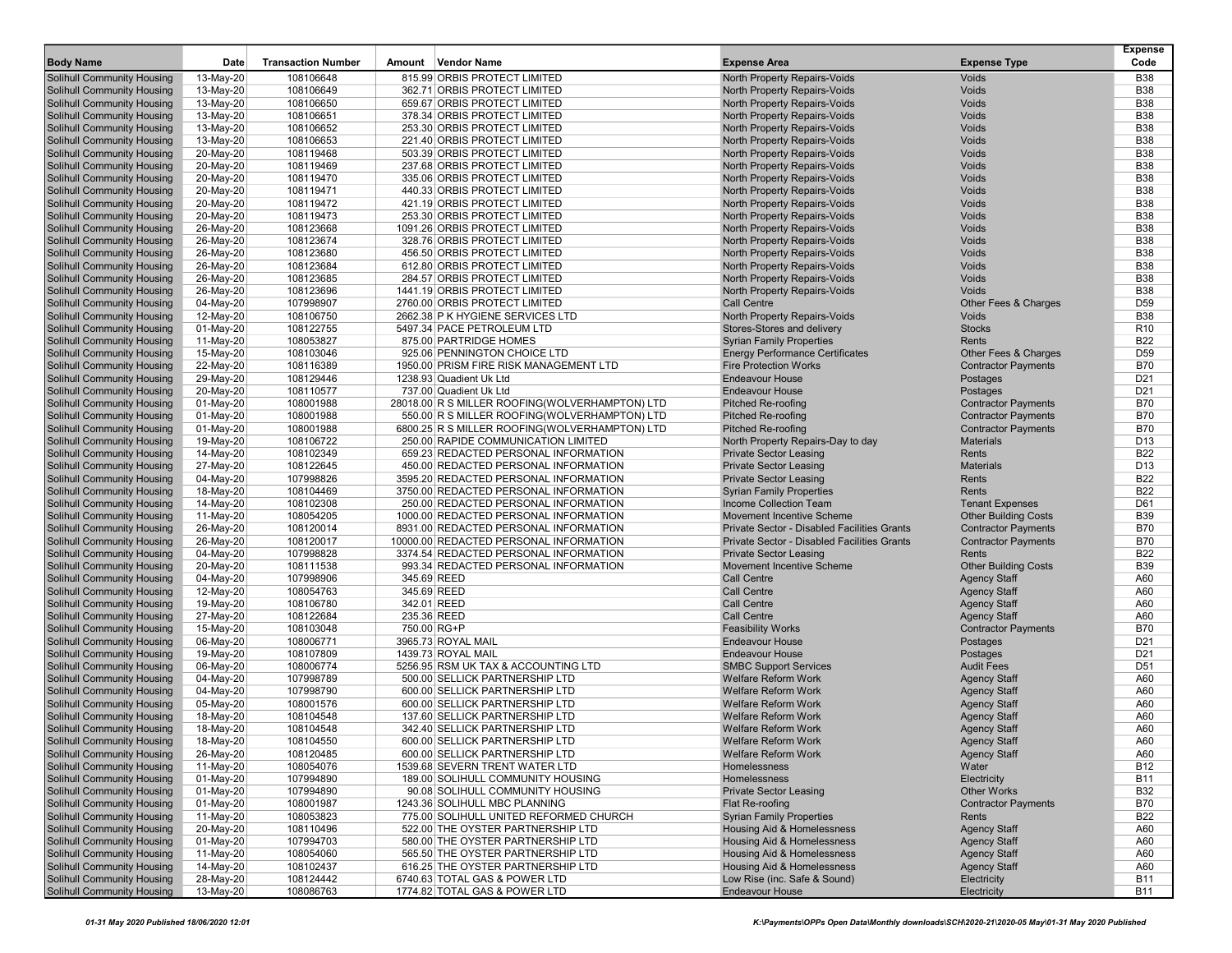| Body Name | Date | Transaction Number | Amount | Vendor Name | Expense Area | Expense Type | Expense Code |
|---|---|---|---|---|---|---|---|
| Solihull Community Housing | 13-May-20 | 108106648 | 815.99 | ORBIS PROTECT LIMITED | North Property Repairs-Voids | Voids | B38 |
| Solihull Community Housing | 13-May-20 | 108106649 | 362.71 | ORBIS PROTECT LIMITED | North Property Repairs-Voids | Voids | B38 |
| Solihull Community Housing | 13-May-20 | 108106650 | 659.67 | ORBIS PROTECT LIMITED | North Property Repairs-Voids | Voids | B38 |
| Solihull Community Housing | 13-May-20 | 108106651 | 378.34 | ORBIS PROTECT LIMITED | North Property Repairs-Voids | Voids | B38 |
| Solihull Community Housing | 13-May-20 | 108106652 | 253.30 | ORBIS PROTECT LIMITED | North Property Repairs-Voids | Voids | B38 |
| Solihull Community Housing | 13-May-20 | 108106653 | 221.40 | ORBIS PROTECT LIMITED | North Property Repairs-Voids | Voids | B38 |
| Solihull Community Housing | 20-May-20 | 108119468 | 503.39 | ORBIS PROTECT LIMITED | North Property Repairs-Voids | Voids | B38 |
| Solihull Community Housing | 20-May-20 | 108119469 | 237.68 | ORBIS PROTECT LIMITED | North Property Repairs-Voids | Voids | B38 |
| Solihull Community Housing | 20-May-20 | 108119470 | 335.06 | ORBIS PROTECT LIMITED | North Property Repairs-Voids | Voids | B38 |
| Solihull Community Housing | 20-May-20 | 108119471 | 440.33 | ORBIS PROTECT LIMITED | North Property Repairs-Voids | Voids | B38 |
| Solihull Community Housing | 20-May-20 | 108119472 | 421.19 | ORBIS PROTECT LIMITED | North Property Repairs-Voids | Voids | B38 |
| Solihull Community Housing | 20-May-20 | 108119473 | 253.30 | ORBIS PROTECT LIMITED | North Property Repairs-Voids | Voids | B38 |
| Solihull Community Housing | 26-May-20 | 108123668 | 1091.26 | ORBIS PROTECT LIMITED | North Property Repairs-Voids | Voids | B38 |
| Solihull Community Housing | 26-May-20 | 108123674 | 328.76 | ORBIS PROTECT LIMITED | North Property Repairs-Voids | Voids | B38 |
| Solihull Community Housing | 26-May-20 | 108123680 | 456.50 | ORBIS PROTECT LIMITED | North Property Repairs-Voids | Voids | B38 |
| Solihull Community Housing | 26-May-20 | 108123684 | 612.80 | ORBIS PROTECT LIMITED | North Property Repairs-Voids | Voids | B38 |
| Solihull Community Housing | 26-May-20 | 108123685 | 284.57 | ORBIS PROTECT LIMITED | North Property Repairs-Voids | Voids | B38 |
| Solihull Community Housing | 26-May-20 | 108123696 | 1441.19 | ORBIS PROTECT LIMITED | North Property Repairs-Voids | Voids | B38 |
| Solihull Community Housing | 04-May-20 | 107998907 | 2760.00 | ORBIS PROTECT LIMITED | Call Centre | Other Fees & Charges | D59 |
| Solihull Community Housing | 12-May-20 | 108106750 | 2662.38 | P K HYGIENE SERVICES LTD | North Property Repairs-Voids | Voids | B38 |
| Solihull Community Housing | 01-May-20 | 108122755 | 5497.34 | PACE PETROLEUM LTD | Stores-Stores and delivery | Stocks | R10 |
| Solihull Community Housing | 11-May-20 | 108053827 | 875.00 | PARTRIDGE HOMES | Syrian Family Properties | Rents | B22 |
| Solihull Community Housing | 15-May-20 | 108103046 | 925.06 | PENNINGTON CHOICE LTD | Energy Performance Certificates | Other Fees & Charges | D59 |
| Solihull Community Housing | 22-May-20 | 108116389 | 1950.00 | PRISM FIRE RISK MANAGEMENT LTD | Fire Protection Works | Contractor Payments | B70 |
| Solihull Community Housing | 29-May-20 | 108129446 | 1238.93 | Quadient Uk Ltd | Endeavour House | Postages | D21 |
| Solihull Community Housing | 20-May-20 | 108110577 | 737.00 | Quadient Uk Ltd | Endeavour House | Postages | D21 |
| Solihull Community Housing | 01-May-20 | 108001988 | 28018.00 | R S MILLER ROOFING(WOLVERHAMPTON) LTD | Pitched Re-roofing | Contractor Payments | B70 |
| Solihull Community Housing | 01-May-20 | 108001988 | 550.00 | R S MILLER ROOFING(WOLVERHAMPTON) LTD | Pitched Re-roofing | Contractor Payments | B70 |
| Solihull Community Housing | 01-May-20 | 108001988 | 6800.25 | R S MILLER ROOFING(WOLVERHAMPTON) LTD | Pitched Re-roofing | Contractor Payments | B70 |
| Solihull Community Housing | 19-May-20 | 108106722 | 250.00 | RAPIDE COMMUNICATION LIMITED | North Property Repairs-Day to day | Materials | D13 |
| Solihull Community Housing | 14-May-20 | 108102349 | 659.23 | REDACTED PERSONAL INFORMATION | Private Sector Leasing | Rents | B22 |
| Solihull Community Housing | 27-May-20 | 108122645 | 450.00 | REDACTED PERSONAL INFORMATION | Private Sector Leasing | Materials | D13 |
| Solihull Community Housing | 04-May-20 | 107998826 | 3595.20 | REDACTED PERSONAL INFORMATION | Private Sector Leasing | Rents | B22 |
| Solihull Community Housing | 18-May-20 | 108104469 | 3750.00 | REDACTED PERSONAL INFORMATION | Syrian Family Properties | Rents | B22 |
| Solihull Community Housing | 14-May-20 | 108102308 | 250.00 | REDACTED PERSONAL INFORMATION | Income Collection Team | Tenant Expenses | D61 |
| Solihull Community Housing | 11-May-20 | 108054205 | 1000.00 | REDACTED PERSONAL INFORMATION | Movement Incentive Scheme | Other Building Costs | B39 |
| Solihull Community Housing | 26-May-20 | 108120014 | 8931.00 | REDACTED PERSONAL INFORMATION | Private Sector - Disabled Facilities Grants | Contractor Payments | B70 |
| Solihull Community Housing | 26-May-20 | 108120017 | 10000.00 | REDACTED PERSONAL INFORMATION | Private Sector - Disabled Facilities Grants | Contractor Payments | B70 |
| Solihull Community Housing | 04-May-20 | 107998828 | 3374.54 | REDACTED PERSONAL INFORMATION | Private Sector Leasing | Rents | B22 |
| Solihull Community Housing | 20-May-20 | 108111538 | 993.34 | REDACTED PERSONAL INFORMATION | Movement Incentive Scheme | Other Building Costs | B39 |
| Solihull Community Housing | 04-May-20 | 107998906 | 345.69 | REED | Call Centre | Agency Staff | A60 |
| Solihull Community Housing | 12-May-20 | 108054763 | 345.69 | REED | Call Centre | Agency Staff | A60 |
| Solihull Community Housing | 19-May-20 | 108106780 | 342.01 | REED | Call Centre | Agency Staff | A60 |
| Solihull Community Housing | 27-May-20 | 108122684 | 235.36 | REED | Call Centre | Agency Staff | A60 |
| Solihull Community Housing | 15-May-20 | 108103048 | 750.00 | RG+P | Feasibility Works | Contractor Payments | B70 |
| Solihull Community Housing | 06-May-20 | 108006771 | 3965.73 | ROYAL MAIL | Endeavour House | Postages | D21 |
| Solihull Community Housing | 19-May-20 | 108107809 | 1439.73 | ROYAL MAIL | Endeavour House | Postages | D21 |
| Solihull Community Housing | 06-May-20 | 108006774 | 5256.95 | RSM UK TAX & ACCOUNTING LTD | SMBC Support Services | Audit Fees | D51 |
| Solihull Community Housing | 04-May-20 | 107998789 | 500.00 | SELLICK PARTNERSHIP LTD | Welfare Reform Work | Agency Staff | A60 |
| Solihull Community Housing | 04-May-20 | 107998790 | 600.00 | SELLICK PARTNERSHIP LTD | Welfare Reform Work | Agency Staff | A60 |
| Solihull Community Housing | 05-May-20 | 108001576 | 600.00 | SELLICK PARTNERSHIP LTD | Welfare Reform Work | Agency Staff | A60 |
| Solihull Community Housing | 18-May-20 | 108104548 | 137.60 | SELLICK PARTNERSHIP LTD | Welfare Reform Work | Agency Staff | A60 |
| Solihull Community Housing | 18-May-20 | 108104548 | 342.40 | SELLICK PARTNERSHIP LTD | Welfare Reform Work | Agency Staff | A60 |
| Solihull Community Housing | 18-May-20 | 108104550 | 600.00 | SELLICK PARTNERSHIP LTD | Welfare Reform Work | Agency Staff | A60 |
| Solihull Community Housing | 26-May-20 | 108120485 | 600.00 | SELLICK PARTNERSHIP LTD | Welfare Reform Work | Agency Staff | A60 |
| Solihull Community Housing | 11-May-20 | 108054076 | 1539.68 | SEVERN TRENT WATER LTD | Homelessness | Water | B12 |
| Solihull Community Housing | 01-May-20 | 107994890 | 189.00 | SOLIHULL COMMUNITY HOUSING | Homelessness | Electricity | B11 |
| Solihull Community Housing | 01-May-20 | 107994890 | 90.08 | SOLIHULL COMMUNITY HOUSING | Private Sector Leasing | Other Works | B32 |
| Solihull Community Housing | 01-May-20 | 108001987 | 1243.36 | SOLIHULL MBC PLANNING | Flat Re-roofing | Contractor Payments | B70 |
| Solihull Community Housing | 11-May-20 | 108053823 | 775.00 | SOLIHULL UNITED REFORMED CHURCH | Syrian Family Properties | Rents | B22 |
| Solihull Community Housing | 20-May-20 | 108110496 | 522.00 | THE OYSTER PARTNERSHIP LTD | Housing Aid & Homelessness | Agency Staff | A60 |
| Solihull Community Housing | 01-May-20 | 107994703 | 580.00 | THE OYSTER PARTNERSHIP LTD | Housing Aid & Homelessness | Agency Staff | A60 |
| Solihull Community Housing | 11-May-20 | 108054060 | 565.50 | THE OYSTER PARTNERSHIP LTD | Housing Aid & Homelessness | Agency Staff | A60 |
| Solihull Community Housing | 14-May-20 | 108102437 | 616.25 | THE OYSTER PARTNERSHIP LTD | Housing Aid & Homelessness | Agency Staff | A60 |
| Solihull Community Housing | 28-May-20 | 108124442 | 6740.63 | TOTAL GAS & POWER LTD | Low Rise (inc. Safe & Sound) | Electricity | B11 |
| Solihull Community Housing | 13-May-20 | 108086763 | 1774.82 | TOTAL GAS & POWER LTD | Endeavour House | Electricity | B11 |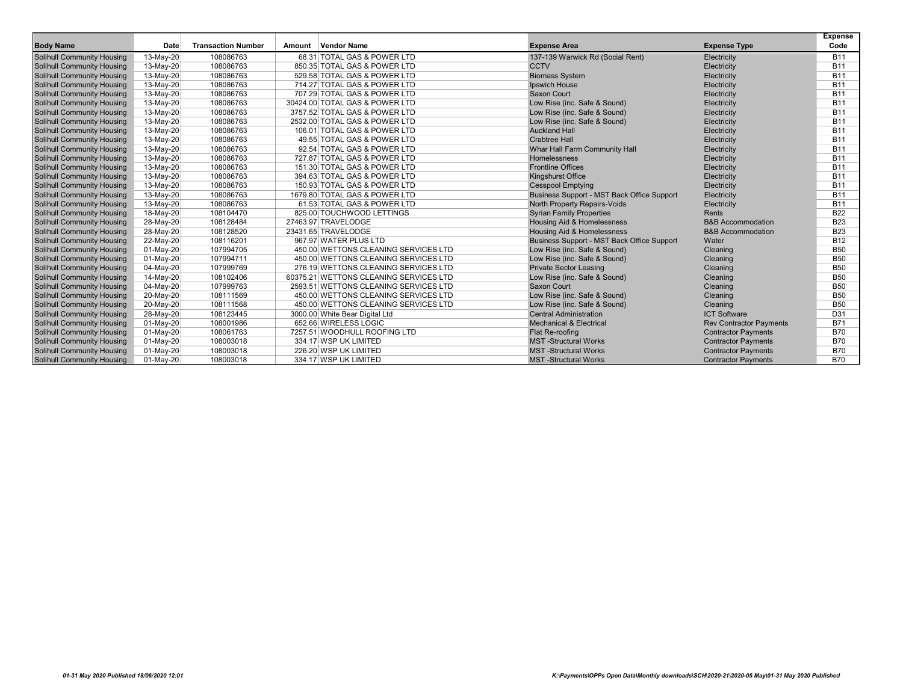| Body Name | Date | Transaction Number | Amount | Vendor Name | Expense Area | Expense Type | Expense Code |
|---|---|---|---|---|---|---|---|
| Solihull Community Housing | 13-May-20 | 108086763 | 68.31 | TOTAL GAS & POWER LTD | 137-139 Warwick Rd (Social Rent) | Electricity | B11 |
| Solihull Community Housing | 13-May-20 | 108086763 | 850.35 | TOTAL GAS & POWER LTD | CCTV | Electricity | B11 |
| Solihull Community Housing | 13-May-20 | 108086763 | 529.58 | TOTAL GAS & POWER LTD | Biomass System | Electricity | B11 |
| Solihull Community Housing | 13-May-20 | 108086763 | 714.27 | TOTAL GAS & POWER LTD | Ipswich House | Electricity | B11 |
| Solihull Community Housing | 13-May-20 | 108086763 | 707.29 | TOTAL GAS & POWER LTD | Saxon Court | Electricity | B11 |
| Solihull Community Housing | 13-May-20 | 108086763 | 30424.00 | TOTAL GAS & POWER LTD | Low Rise (inc. Safe & Sound) | Electricity | B11 |
| Solihull Community Housing | 13-May-20 | 108086763 | 3757.52 | TOTAL GAS & POWER LTD | Low Rise (inc. Safe & Sound) | Electricity | B11 |
| Solihull Community Housing | 13-May-20 | 108086763 | 2532.00 | TOTAL GAS & POWER LTD | Low Rise (inc. Safe & Sound) | Electricity | B11 |
| Solihull Community Housing | 13-May-20 | 108086763 | 106.01 | TOTAL GAS & POWER LTD | Auckland Hall | Electricity | B11 |
| Solihull Community Housing | 13-May-20 | 108086763 | 49.55 | TOTAL GAS & POWER LTD | Crabtree Hall | Electricity | B11 |
| Solihull Community Housing | 13-May-20 | 108086763 | 92.54 | TOTAL GAS & POWER LTD | Whar Hall Farm Community Hall | Electricity | B11 |
| Solihull Community Housing | 13-May-20 | 108086763 | 727.87 | TOTAL GAS & POWER LTD | Homelessness | Electricity | B11 |
| Solihull Community Housing | 13-May-20 | 108086763 | 151.30 | TOTAL GAS & POWER LTD | Frontline Offices | Electricity | B11 |
| Solihull Community Housing | 13-May-20 | 108086763 | 394.63 | TOTAL GAS & POWER LTD | Kingshurst Office | Electricity | B11 |
| Solihull Community Housing | 13-May-20 | 108086763 | 150.93 | TOTAL GAS & POWER LTD | Cesspool Emptying | Electricity | B11 |
| Solihull Community Housing | 13-May-20 | 108086763 | 1679.80 | TOTAL GAS & POWER LTD | Business Support - MST Back Office Support | Electricity | B11 |
| Solihull Community Housing | 13-May-20 | 108086763 | 61.53 | TOTAL GAS & POWER LTD | North Property Repairs-Voids | Electricity | B11 |
| Solihull Community Housing | 18-May-20 | 108104470 | 825.00 | TOUCHWOOD LETTINGS | Syrian Family Properties | Rents | B22 |
| Solihull Community Housing | 28-May-20 | 108128484 | 27463.97 | TRAVELODGE | Housing Aid & Homelessness | B&B Accommodation | B23 |
| Solihull Community Housing | 28-May-20 | 108128520 | 23431.65 | TRAVELODGE | Housing Aid & Homelessness | B&B Accommodation | B23 |
| Solihull Community Housing | 22-May-20 | 108116201 | 967.97 | WATER PLUS LTD | Business Support - MST Back Office Support | Water | B12 |
| Solihull Community Housing | 01-May-20 | 107994705 | 450.00 | WETTONS CLEANING SERVICES LTD | Low Rise (inc. Safe & Sound) | Cleaning | B50 |
| Solihull Community Housing | 01-May-20 | 107994711 | 450.00 | WETTONS CLEANING SERVICES LTD | Low Rise (inc. Safe & Sound) | Cleaning | B50 |
| Solihull Community Housing | 04-May-20 | 107999769 | 276.19 | WETTONS CLEANING SERVICES LTD | Private Sector Leasing | Cleaning | B50 |
| Solihull Community Housing | 14-May-20 | 108102406 | 60375.21 | WETTONS CLEANING SERVICES LTD | Low Rise (inc. Safe & Sound) | Cleaning | B50 |
| Solihull Community Housing | 04-May-20 | 107999763 | 2593.51 | WETTONS CLEANING SERVICES LTD | Saxon Court | Cleaning | B50 |
| Solihull Community Housing | 20-May-20 | 108111569 | 450.00 | WETTONS CLEANING SERVICES LTD | Low Rise (inc. Safe & Sound) | Cleaning | B50 |
| Solihull Community Housing | 20-May-20 | 108111568 | 450.00 | WETTONS CLEANING SERVICES LTD | Low Rise (inc. Safe & Sound) | Cleaning | B50 |
| Solihull Community Housing | 28-May-20 | 108123445 | 3000.00 | White Bear Digital Ltd | Central Administration | ICT Software | D31 |
| Solihull Community Housing | 01-May-20 | 108001986 | 652.66 | WIRELESS LOGIC | Mechanical & Electrical | Rev Contractor Payments | B71 |
| Solihull Community Housing | 01-May-20 | 108061763 | 7257.51 | WOODHULL ROOFING LTD | Flat Re-roofing | Contractor Payments | B70 |
| Solihull Community Housing | 01-May-20 | 108003018 | 334.17 | WSP UK LIMITED | MST -Structural Works | Contractor Payments | B70 |
| Solihull Community Housing | 01-May-20 | 108003018 | 226.20 | WSP UK LIMITED | MST -Structural Works | Contractor Payments | B70 |
| Solihull Community Housing | 01-May-20 | 108003018 | 334.17 | WSP UK LIMITED | MST -Structural Works | Contractor Payments | B70 |